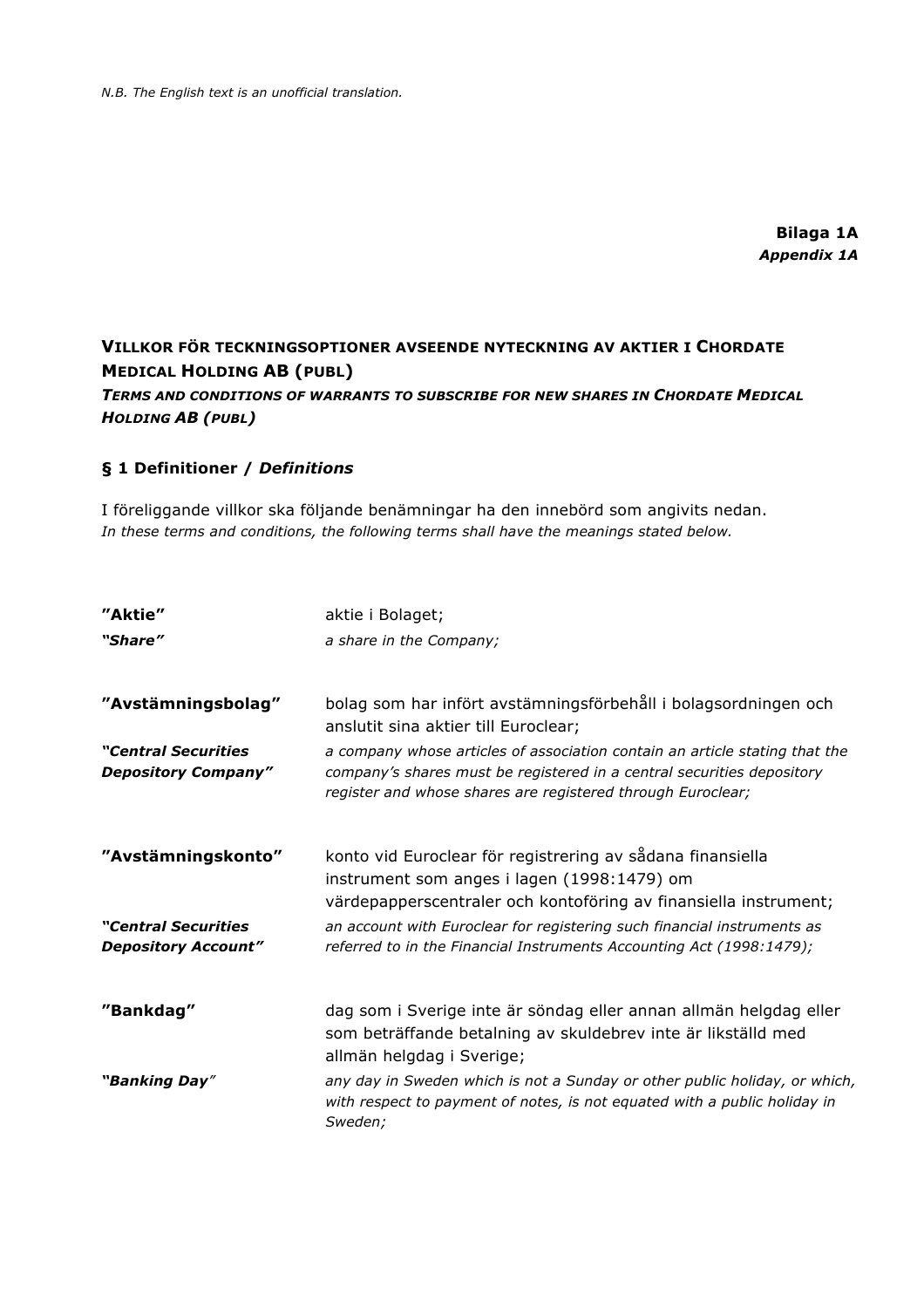*N.B. The English text is an unofficial translation.*

**Bilaga 1A**
***Appendix 1A***

## VILLKOR FÖR TECKNINGSOPTIONER AVSEENDE NYTECKNING AV AKTIER I CHORDATE MEDICAL HOLDING AB (PUBL)
### *TERMS AND CONDITIONS OF WARRANTS TO SUBSCRIBE FOR NEW SHARES IN CHORDATE MEDICAL HOLDING AB (PUBL)*

### § 1 Definitioner / *Definitions*

I föreliggande villkor ska följande benämningar ha den innebörd som angivits nedan.
*In these terms and conditions, the following terms shall have the meanings stated below.*

**”Aktie”** aktie i Bolaget;
***"Share"*** *a share in the Company;*

**”Avstämningsbolag”** bolag som har infört avstämningsförbehåll i bolagsordningen och anslutit sina aktier till Euroclear;
***"Central Securities Depository Company"*** *a company whose articles of association contain an article stating that the company's shares must be registered in a central securities depository register and whose shares are registered through Euroclear;*

**”Avstämningskonto”** konto vid Euroclear för registrering av sådana finansiella instrument som anges i lagen (1998:1479) om värdepapperscentraler och kontoföring av finansiella instrument;
***"Central Securities Depository Account"*** *an account with Euroclear for registering such financial instruments as referred to in the Financial Instruments Accounting Act (1998:1479);*

**”Bankdag”** dag som i Sverige inte är söndag eller annan allmän helgdag eller som beträffande betalning av skuldebrev inte är likställd med allmän helgdag i Sverige;
***"Banking Day"*** *any day in Sweden which is not a Sunday or other public holiday, or which, with respect to payment of notes, is not equated with a public holiday in Sweden;*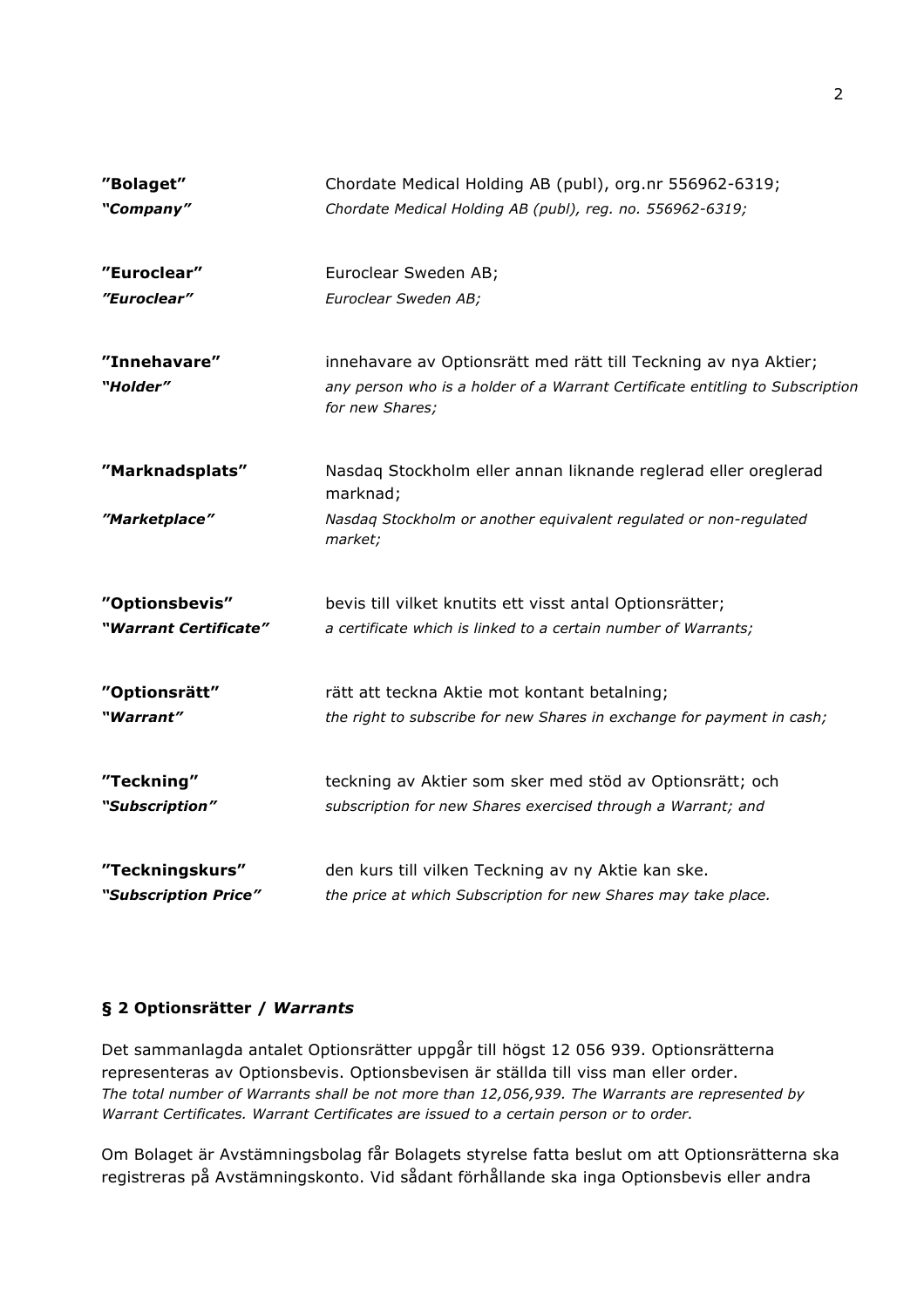| | |
|---|---|
| **"Bolaget"** | Chordate Medical Holding AB (publ), org.nr 556962-6319; |
| ***"Company"*** | *Chordate Medical Holding AB (publ), reg. no. 556962-6319;* |
| **"Euroclear"** | Euroclear Sweden AB; |
| ***"Euroclear"*** | *Euroclear Sweden AB;* |
| **"Innehavare"** | innehavare av Optionsrätt med rätt till Teckning av nya Aktier; |
| ***"Holder"*** | *any person who is a holder of a Warrant Certificate entitling to Subscription for new Shares;* |
| **"Marknadsplats"** | Nasdaq Stockholm eller annan liknande reglerad eller oreglerad marknad; |
| ***"Marketplace"*** | *Nasdaq Stockholm or another equivalent regulated or non-regulated market;* |
| **"Optionsbevis"** | bevis till vilket knutits ett visst antal Optionsrätter; |
| ***"Warrant Certificate"*** | *a certificate which is linked to a certain number of Warrants;* |
| **"Optionsrätt"** | rätt att teckna Aktie mot kontant betalning; |
| ***"Warrant"*** | *the right to subscribe for new Shares in exchange for payment in cash;* |
| **"Teckning"** | teckning av Aktier som sker med stöd av Optionsrätt; och |
| ***"Subscription"*** | *subscription for new Shares exercised through a Warrant; and* |
| **"Teckningskurs"** | den kurs till vilken Teckning av ny Aktie kan ske. |
| ***"Subscription Price"*** | *the price at which Subscription for new Shares may take place.* |

## § 2 Optionsrätter / *Warrants*

Det sammanlagda antalet Optionsrätter uppgår till högst 12 056 939. Optionsrätterna representeras av Optionsbevis. Optionsbevisen är ställda till viss man eller order.
*The total number of Warrants shall be not more than 12,056,939. The Warrants are represented by Warrant Certificates. Warrant Certificates are issued to a certain person or to order.*

Om Bolaget är Avstämningsbolag får Bolagets styrelse fatta beslut om att Optionsrätterna ska registreras på Avstämningskonto. Vid sådant förhållande ska inga Optionsbevis eller andra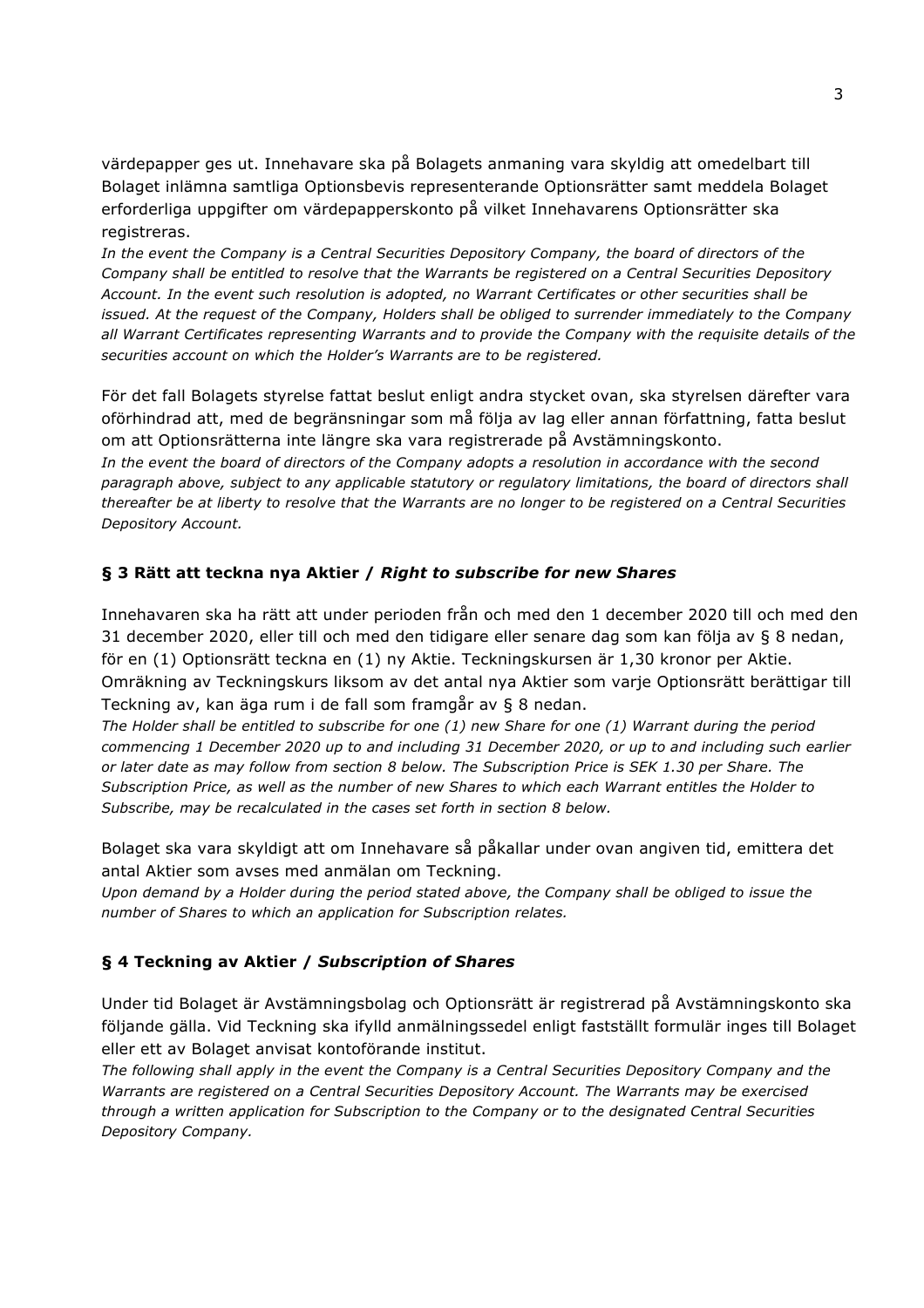värdepapper ges ut. Innehavare ska på Bolagets anmaning vara skyldig att omedelbart till Bolaget inlämna samtliga Optionsbevis representerande Optionsrätter samt meddela Bolaget erforderliga uppgifter om värdepapperskonto på vilket Innehavarens Optionsrätter ska registreras.
*In the event the Company is a Central Securities Depository Company, the board of directors of the Company shall be entitled to resolve that the Warrants be registered on a Central Securities Depository Account. In the event such resolution is adopted, no Warrant Certificates or other securities shall be issued. At the request of the Company, Holders shall be obliged to surrender immediately to the Company all Warrant Certificates representing Warrants and to provide the Company with the requisite details of the securities account on which the Holder's Warrants are to be registered.*

För det fall Bolagets styrelse fattat beslut enligt andra stycket ovan, ska styrelsen därefter vara oförhindrad att, med de begränsningar som må följa av lag eller annan författning, fatta beslut om att Optionsrätterna inte längre ska vara registrerade på Avstämningskonto.
*In the event the board of directors of the Company adopts a resolution in accordance with the second paragraph above, subject to any applicable statutory or regulatory limitations, the board of directors shall thereafter be at liberty to resolve that the Warrants are no longer to be registered on a Central Securities Depository Account.*

### § 3 Rätt att teckna nya Aktier / *Right to subscribe for new Shares*

Innehavaren ska ha rätt att under perioden från och med den 1 december 2020 till och med den 31 december 2020, eller till och med den tidigare eller senare dag som kan följa av § 8 nedan, för en (1) Optionsrätt teckna en (1) ny Aktie. Teckningskursen är 1,30 kronor per Aktie. Omräkning av Teckningskurs liksom av det antal nya Aktier som varje Optionsrätt berättigar till Teckning av, kan äga rum i de fall som framgår av § 8 nedan.
*The Holder shall be entitled to subscribe for one (1) new Share for one (1) Warrant during the period commencing 1 December 2020 up to and including 31 December 2020, or up to and including such earlier or later date as may follow from section 8 below. The Subscription Price is SEK 1.30 per Share. The Subscription Price, as well as the number of new Shares to which each Warrant entitles the Holder to Subscribe, may be recalculated in the cases set forth in section 8 below.*

Bolaget ska vara skyldigt att om Innehavare så påkallar under ovan angiven tid, emittera det antal Aktier som avses med anmälan om Teckning.
*Upon demand by a Holder during the period stated above, the Company shall be obliged to issue the number of Shares to which an application for Subscription relates.*

### § 4 Teckning av Aktier / *Subscription of Shares*

Under tid Bolaget är Avstämningsbolag och Optionsrätt är registrerad på Avstämningskonto ska följande gälla. Vid Teckning ska ifylld anmälningssedel enligt fastställt formulär inges till Bolaget eller ett av Bolaget anvisat kontoförande institut.
*The following shall apply in the event the Company is a Central Securities Depository Company and the Warrants are registered on a Central Securities Depository Account. The Warrants may be exercised through a written application for Subscription to the Company or to the designated Central Securities Depository Company.*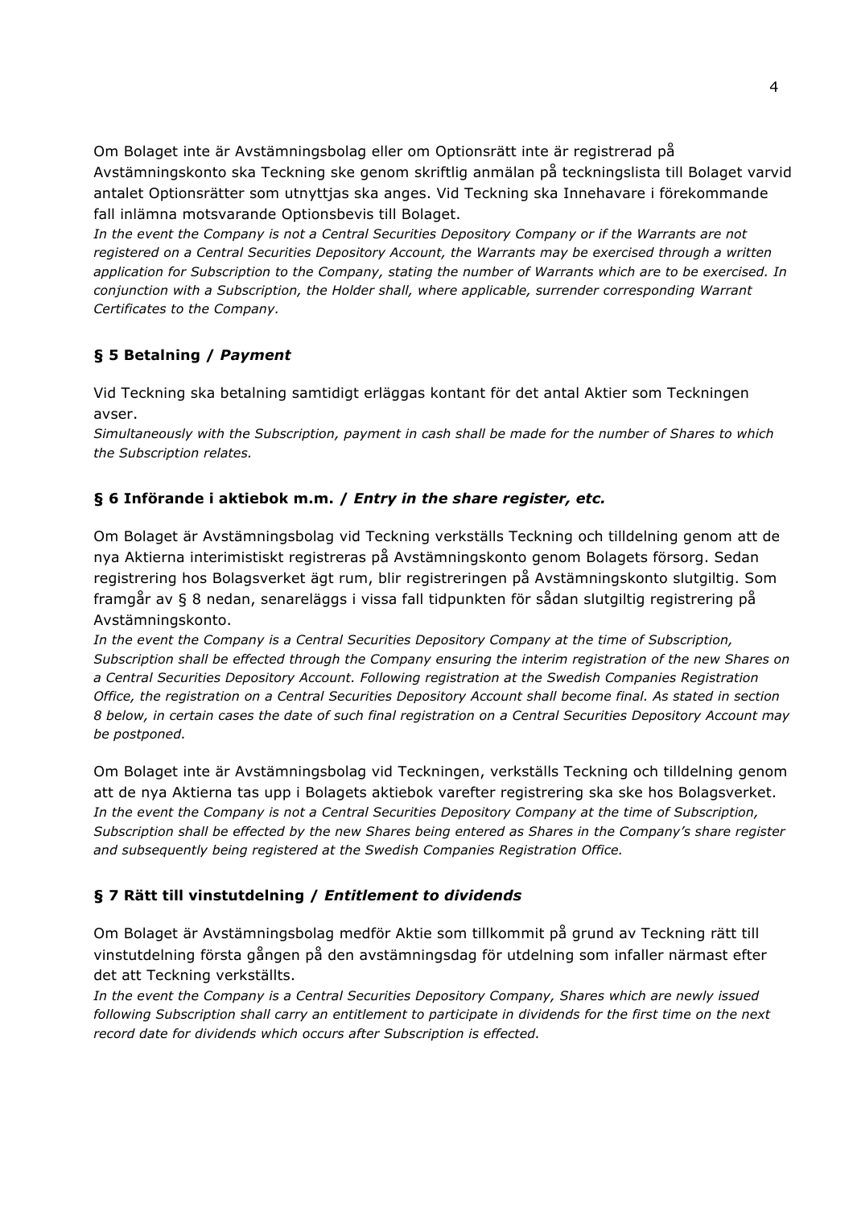Om Bolaget inte är Avstämningsbolag eller om Optionsrätt inte är registrerad på Avstämningskonto ska Teckning ske genom skriftlig anmälan på teckningslista till Bolaget varvid antalet Optionsrätter som utnyttjas ska anges. Vid Teckning ska Innehavare i förekommande fall inlämna motsvarande Optionsbevis till Bolaget.
*In the event the Company is not a Central Securities Depository Company or if the Warrants are not registered on a Central Securities Depository Account, the Warrants may be exercised through a written application for Subscription to the Company, stating the number of Warrants which are to be exercised. In conjunction with a Subscription, the Holder shall, where applicable, surrender corresponding Warrant Certificates to the Company.*

### § 5 Betalning / *Payment*

Vid Teckning ska betalning samtidigt erläggas kontant för det antal Aktier som Teckningen avser.
*Simultaneously with the Subscription, payment in cash shall be made for the number of Shares to which the Subscription relates.*

### § 6 Införande i aktiebok m.m. / *Entry in the share register, etc.*

Om Bolaget är Avstämningsbolag vid Teckning verkställs Teckning och tilldelning genom att de nya Aktierna interimistiskt registreras på Avstämningskonto genom Bolagets försorg. Sedan registrering hos Bolagsverket ägt rum, blir registreringen på Avstämningskonto slutgiltig. Som framgår av § 8 nedan, senareläggs i vissa fall tidpunkten för sådan slutgiltig registrering på Avstämningskonto.
*In the event the Company is a Central Securities Depository Company at the time of Subscription, Subscription shall be effected through the Company ensuring the interim registration of the new Shares on a Central Securities Depository Account. Following registration at the Swedish Companies Registration Office, the registration on a Central Securities Depository Account shall become final. As stated in section 8 below, in certain cases the date of such final registration on a Central Securities Depository Account may be postponed.*

Om Bolaget inte är Avstämningsbolag vid Teckningen, verkställs Teckning och tilldelning genom att de nya Aktierna tas upp i Bolagets aktiebok varefter registrering ska ske hos Bolagsverket.
*In the event the Company is not a Central Securities Depository Company at the time of Subscription, Subscription shall be effected by the new Shares being entered as Shares in the Company's share register and subsequently being registered at the Swedish Companies Registration Office.*

### § 7 Rätt till vinstutdelning / *Entitlement to dividends*

Om Bolaget är Avstämningsbolag medför Aktie som tillkommit på grund av Teckning rätt till vinstutdelning första gången på den avstämningsdag för utdelning som infaller närmast efter det att Teckning verkställts.
*In the event the Company is a Central Securities Depository Company, Shares which are newly issued following Subscription shall carry an entitlement to participate in dividends for the first time on the next record date for dividends which occurs after Subscription is effected.*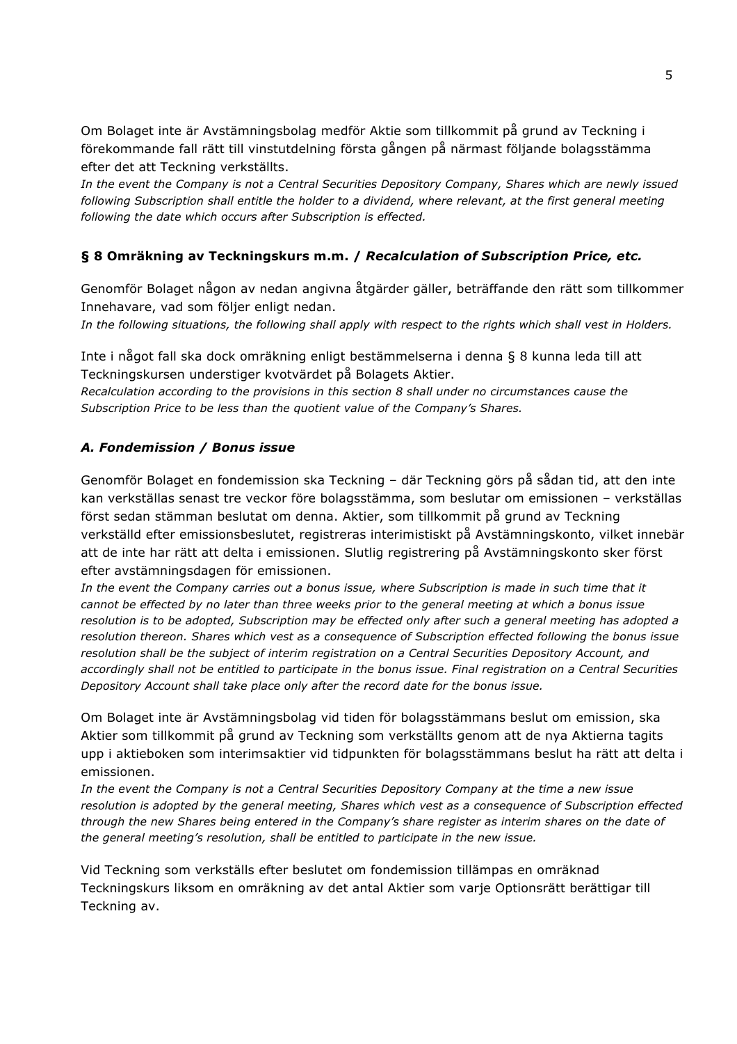Om Bolaget inte är Avstämningsbolag medför Aktie som tillkommit på grund av Teckning i förekommande fall rätt till vinstutdelning första gången på närmast följande bolagsstämma efter det att Teckning verkställts.
*In the event the Company is not a Central Securities Depository Company, Shares which are newly issued following Subscription shall entitle the holder to a dividend, where relevant, at the first general meeting following the date which occurs after Subscription is effected.*

## § 8 Omräkning av Teckningskurs m.m. / *Recalculation of Subscription Price, etc.*

Genomför Bolaget någon av nedan angivna åtgärder gäller, beträffande den rätt som tillkommer Innehavare, vad som följer enligt nedan.
*In the following situations, the following shall apply with respect to the rights which shall vest in Holders.*

Inte i något fall ska dock omräkning enligt bestämmelserna i denna § 8 kunna leda till att Teckningskursen understiger kvotvärdet på Bolagets Aktier.
*Recalculation according to the provisions in this section 8 shall under no circumstances cause the Subscription Price to be less than the quotient value of the Company's Shares.*

### *A. Fondemission / Bonus issue*

Genomför Bolaget en fondemission ska Teckning – där Teckning görs på sådan tid, att den inte kan verkställas senast tre veckor före bolagsstämma, som beslutar om emissionen – verkställas först sedan stämman beslutat om denna. Aktier, som tillkommit på grund av Teckning verkställd efter emissionsbeslutet, registreras interimistiskt på Avstämningskonto, vilket innebär att de inte har rätt att delta i emissionen. Slutlig registrering på Avstämningskonto sker först efter avstämningsdagen för emissionen.
*In the event the Company carries out a bonus issue, where Subscription is made in such time that it cannot be effected by no later than three weeks prior to the general meeting at which a bonus issue resolution is to be adopted, Subscription may be effected only after such a general meeting has adopted a resolution thereon. Shares which vest as a consequence of Subscription effected following the bonus issue resolution shall be the subject of interim registration on a Central Securities Depository Account, and accordingly shall not be entitled to participate in the bonus issue. Final registration on a Central Securities Depository Account shall take place only after the record date for the bonus issue.*

Om Bolaget inte är Avstämningsbolag vid tiden för bolagsstämmans beslut om emission, ska Aktier som tillkommit på grund av Teckning som verkställts genom att de nya Aktierna tagits upp i aktieboken som interimsaktier vid tidpunkten för bolagsstämmans beslut ha rätt att delta i emissionen.
*In the event the Company is not a Central Securities Depository Company at the time a new issue resolution is adopted by the general meeting, Shares which vest as a consequence of Subscription effected through the new Shares being entered in the Company's share register as interim shares on the date of the general meeting's resolution, shall be entitled to participate in the new issue.*

Vid Teckning som verkställs efter beslutet om fondemission tillämpas en omräknad Teckningskurs liksom en omräkning av det antal Aktier som varje Optionsrätt berättigar till Teckning av.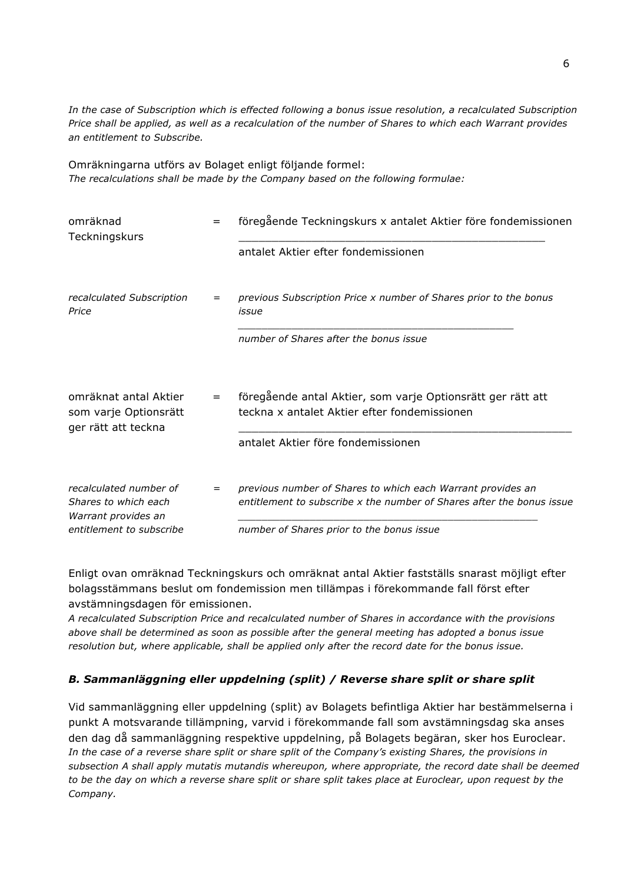*In the case of Subscription which is effected following a bonus issue resolution, a recalculated Subscription Price shall be applied, as well as a recalculation of the number of Shares to which each Warrant provides an entitlement to Subscribe.*

Omräkningarna utförs av Bolaget enligt följande formel:
*The recalculations shall be made by the Company based on the following formulae:*

$$\text{omräknad Teckningskurs} = \frac{\text{föregående Teckningskurs x antalet Aktier före fondemissionen}}{\text{antalet Aktier efter fondemissionen}}$$

$$\textit{recalculated Subscription Price} = \frac{\textit{previous Subscription Price x number of Shares prior to the bonus issue}}{\textit{number of Shares after the bonus issue}}$$

$$\text{omräknat antal Aktier som varje Optionsrätt ger rätt att teckna} = \frac{\text{föregående antal Aktier, som varje Optionsrätt ger rätt att teckna x antalet Aktier efter fondemissionen}}{\text{antalet Aktier före fondemissionen}}$$

$$\textit{recalculated number of Shares to which each Warrant provides an entitlement to subscribe} = \frac{\textit{previous number of Shares to which each Warrant provides an entitlement to subscribe x the number of Shares after the bonus issue}}{\textit{number of Shares prior to the bonus issue}}$$

Enligt ovan omräknad Teckningskurs och omräknat antal Aktier fastställs snarast möjligt efter bolagsstämmans beslut om fondemission men tillämpas i förekommande fall först efter avstämningsdagen för emissionen.
*A recalculated Subscription Price and recalculated number of Shares in accordance with the provisions above shall be determined as soon as possible after the general meeting has adopted a bonus issue resolution but, where applicable, shall be applied only after the record date for the bonus issue.*

### *B. Sammanläggning eller uppdelning (split) / Reverse share split or share split*

Vid sammanläggning eller uppdelning (split) av Bolagets befintliga Aktier har bestämmelserna i punkt A motsvarande tillämpning, varvid i förekommande fall som avstämningsdag ska anses den dag då sammanläggning respektive uppdelning, på Bolagets begäran, sker hos Euroclear.
*In the case of a reverse share split or share split of the Company's existing Shares, the provisions in subsection A shall apply mutatis mutandis whereupon, where appropriate, the record date shall be deemed to be the day on which a reverse share split or share split takes place at Euroclear, upon request by the Company.*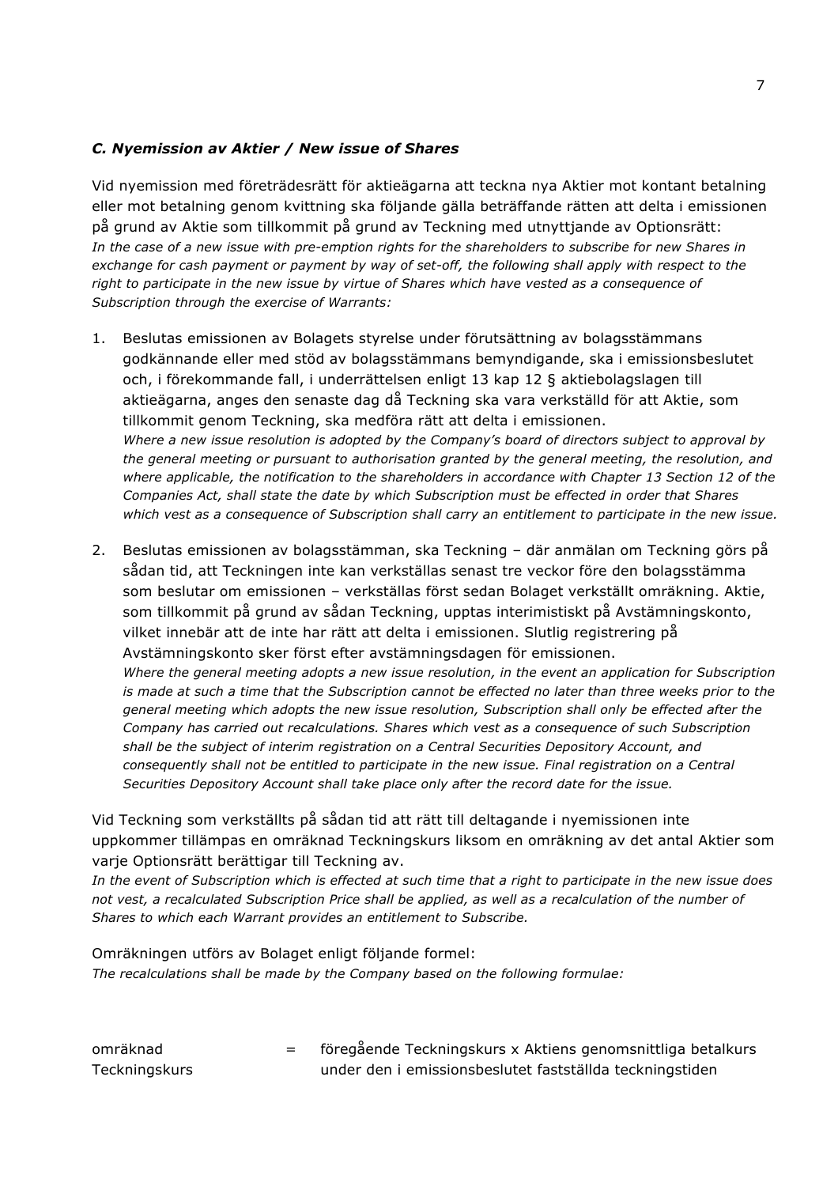### *C. Nyemission av Aktier / New issue of Shares*

Vid nyemission med företrädesrätt för aktieägarna att teckna nya Aktier mot kontant betalning eller mot betalning genom kvittning ska följande gälla beträffande rätten att delta i emissionen på grund av Aktie som tillkommit på grund av Teckning med utnyttjande av Optionsrätt:
*In the case of a new issue with pre-emption rights for the shareholders to subscribe for new Shares in exchange for cash payment or payment by way of set-off, the following shall apply with respect to the right to participate in the new issue by virtue of Shares which have vested as a consequence of Subscription through the exercise of Warrants:*

1. Beslutas emissionen av Bolagets styrelse under förutsättning av bolagsstämmans godkännande eller med stöd av bolagsstämmans bemyndigande, ska i emissionsbeslutet och, i förekommande fall, i underrättelsen enligt 13 kap 12 § aktiebolagslagen till aktieägarna, anges den senaste dag då Teckning ska vara verkställd för att Aktie, som tillkommit genom Teckning, ska medföra rätt att delta i emissionen.
*Where a new issue resolution is adopted by the Company's board of directors subject to approval by the general meeting or pursuant to authorisation granted by the general meeting, the resolution, and where applicable, the notification to the shareholders in accordance with Chapter 13 Section 12 of the Companies Act, shall state the date by which Subscription must be effected in order that Shares which vest as a consequence of Subscription shall carry an entitlement to participate in the new issue.*

2. Beslutas emissionen av bolagsstämman, ska Teckning – där anmälan om Teckning görs på sådan tid, att Teckningen inte kan verkställas senast tre veckor före den bolagsstämma som beslutar om emissionen – verkställas först sedan Bolaget verkställt omräkning. Aktie, som tillkommit på grund av sådan Teckning, upptas interimistiskt på Avstämningskonto, vilket innebär att de inte har rätt att delta i emissionen. Slutlig registrering på Avstämningskonto sker först efter avstämningsdagen för emissionen.
*Where the general meeting adopts a new issue resolution, in the event an application for Subscription is made at such a time that the Subscription cannot be effected no later than three weeks prior to the general meeting which adopts the new issue resolution, Subscription shall only be effected after the Company has carried out recalculations. Shares which vest as a consequence of such Subscription shall be the subject of interim registration on a Central Securities Depository Account, and consequently shall not be entitled to participate in the new issue. Final registration on a Central Securities Depository Account shall take place only after the record date for the issue.*

Vid Teckning som verkställts på sådan tid att rätt till deltagande i nyemissionen inte uppkommer tillämpas en omräknad Teckningskurs liksom en omräkning av det antal Aktier som varje Optionsrätt berättigar till Teckning av.
*In the event of Subscription which is effected at such time that a right to participate in the new issue does not vest, a recalculated Subscription Price shall be applied, as well as a recalculation of the number of Shares to which each Warrant provides an entitlement to Subscribe.*

Omräkningen utförs av Bolaget enligt följande formel:
*The recalculations shall be made by the Company based on the following formulae:*

omräknad Teckningskurs = föregående Teckningskurs x Aktiens genomsnittliga betalkurs under den i emissionsbeslutet fastställda teckningstiden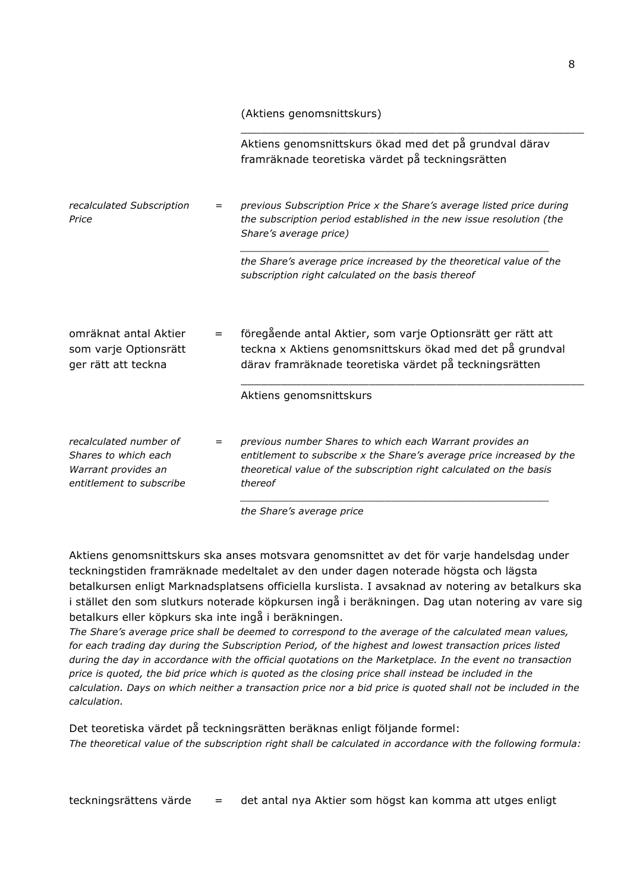(Aktiens genomsnittskurs)

______________________________________________________

Aktiens genomsnittskurs ökad med det på grundval därav framräknade teoretiska värdet på teckningsrätten

*recalculated Subscription Price* = *previous Subscription Price x the Share's average listed price during the subscription period established in the new issue resolution (the Share's average price)*

______________________________________________________

*the Share's average price increased by the theoretical value of the subscription right calculated on the basis thereof*

omräknat antal Aktier som varje Optionsrätt ger rätt att teckna = föregående antal Aktier, som varje Optionsrätt ger rätt att teckna x Aktiens genomsnittskurs ökad med det på grundval därav framräknade teoretiska värdet på teckningsrätten

______________________________________________________

Aktiens genomsnittskurs

*recalculated number of Shares to which each Warrant provides an entitlement to subscribe* = *previous number Shares to which each Warrant provides an entitlement to subscribe x the Share's average price increased by the theoretical value of the subscription right calculated on the basis thereof*

______________________________________________________

*the Share's average price*

Aktiens genomsnittskurs ska anses motsvara genomsnittet av det för varje handelsdag under teckningstiden framräknade medeltalet av den under dagen noterade högsta och lägsta betalkursen enligt Marknadsplatsens officiella kurslista. I avsaknad av notering av betalkurs ska i stället den som slutkurs noterade köpkursen ingå i beräkningen. Dag utan notering av vare sig betalkurs eller köpkurs ska inte ingå i beräkningen.
*The Share's average price shall be deemed to correspond to the average of the calculated mean values, for each trading day during the Subscription Period, of the highest and lowest transaction prices listed during the day in accordance with the official quotations on the Marketplace. In the event no transaction price is quoted, the bid price which is quoted as the closing price shall instead be included in the calculation. Days on which neither a transaction price nor a bid price is quoted shall not be included in the calculation.*

Det teoretiska värdet på teckningsrätten beräknas enligt följande formel:
*The theoretical value of the subscription right shall be calculated in accordance with the following formula:*

teckningsrättens värde = det antal nya Aktier som högst kan komma att utges enligt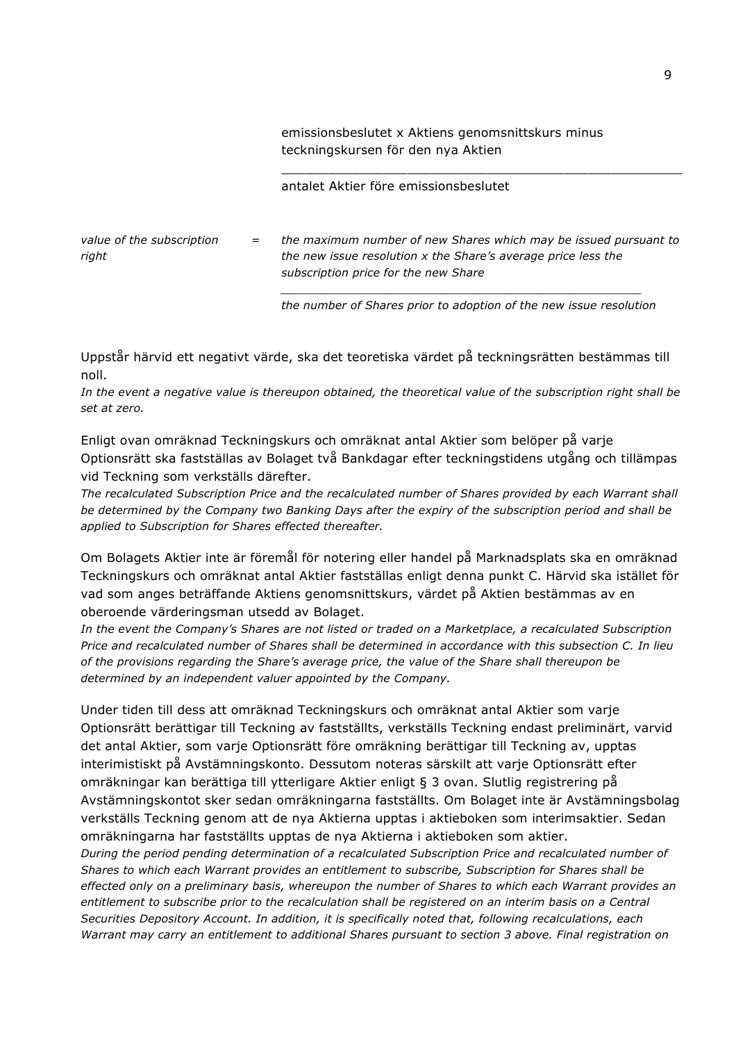emissionsbeslutet x Aktiens genomsnittskurs minus teckningskursen för den nya Aktien

______________________________________________________

antalet Aktier före emissionsbeslutet

*value of the subscription right* = *the maximum number of new Shares which may be issued pursuant to the new issue resolution x the Share's average price less the subscription price for the new Share*

*______________________________________________________*

*the number of Shares prior to adoption of the new issue resolution*

Uppstår härvid ett negativt värde, ska det teoretiska värdet på teckningsrätten bestämmas till noll.

*In the event a negative value is thereupon obtained, the theoretical value of the subscription right shall be set at zero.*

Enligt ovan omräknad Teckningskurs och omräknat antal Aktier som belöper på varje Optionsrätt ska fastställas av Bolaget två Bankdagar efter teckningstidens utgång och tillämpas vid Teckning som verkställs därefter.

*The recalculated Subscription Price and the recalculated number of Shares provided by each Warrant shall be determined by the Company two Banking Days after the expiry of the subscription period and shall be applied to Subscription for Shares effected thereafter.*

Om Bolagets Aktier inte är föremål för notering eller handel på Marknadsplats ska en omräknad Teckningskurs och omräknat antal Aktier fastställas enligt denna punkt C. Härvid ska istället för vad som anges beträffande Aktiens genomsnittskurs, värdet på Aktien bestämmas av en oberoende värderingsman utsedd av Bolaget.

*In the event the Company's Shares are not listed or traded on a Marketplace, a recalculated Subscription Price and recalculated number of Shares shall be determined in accordance with this subsection C. In lieu of the provisions regarding the Share's average price, the value of the Share shall thereupon be determined by an independent valuer appointed by the Company.*

Under tiden till dess att omräknad Teckningskurs och omräknat antal Aktier som varje Optionsrätt berättigar till Teckning av fastställts, verkställs Teckning endast preliminärt, varvid det antal Aktier, som varje Optionsrätt före omräkning berättigar till Teckning av, upptas interimistiskt på Avstämningskonto. Dessutom noteras särskilt att varje Optionsrätt efter omräkningar kan berättiga till ytterligare Aktier enligt § 3 ovan. Slutlig registrering på Avstämningskontot sker sedan omräkningarna fastställts. Om Bolaget inte är Avstämningsbolag verkställs Teckning genom att de nya Aktierna upptas i aktieboken som interimsaktier. Sedan omräkningarna har fastställts upptas de nya Aktierna i aktieboken som aktier.

*During the period pending determination of a recalculated Subscription Price and recalculated number of Shares to which each Warrant provides an entitlement to subscribe, Subscription for Shares shall be effected only on a preliminary basis, whereupon the number of Shares to which each Warrant provides an entitlement to subscribe prior to the recalculation shall be registered on an interim basis on a Central Securities Depository Account. In addition, it is specifically noted that, following recalculations, each Warrant may carry an entitlement to additional Shares pursuant to section 3 above. Final registration on*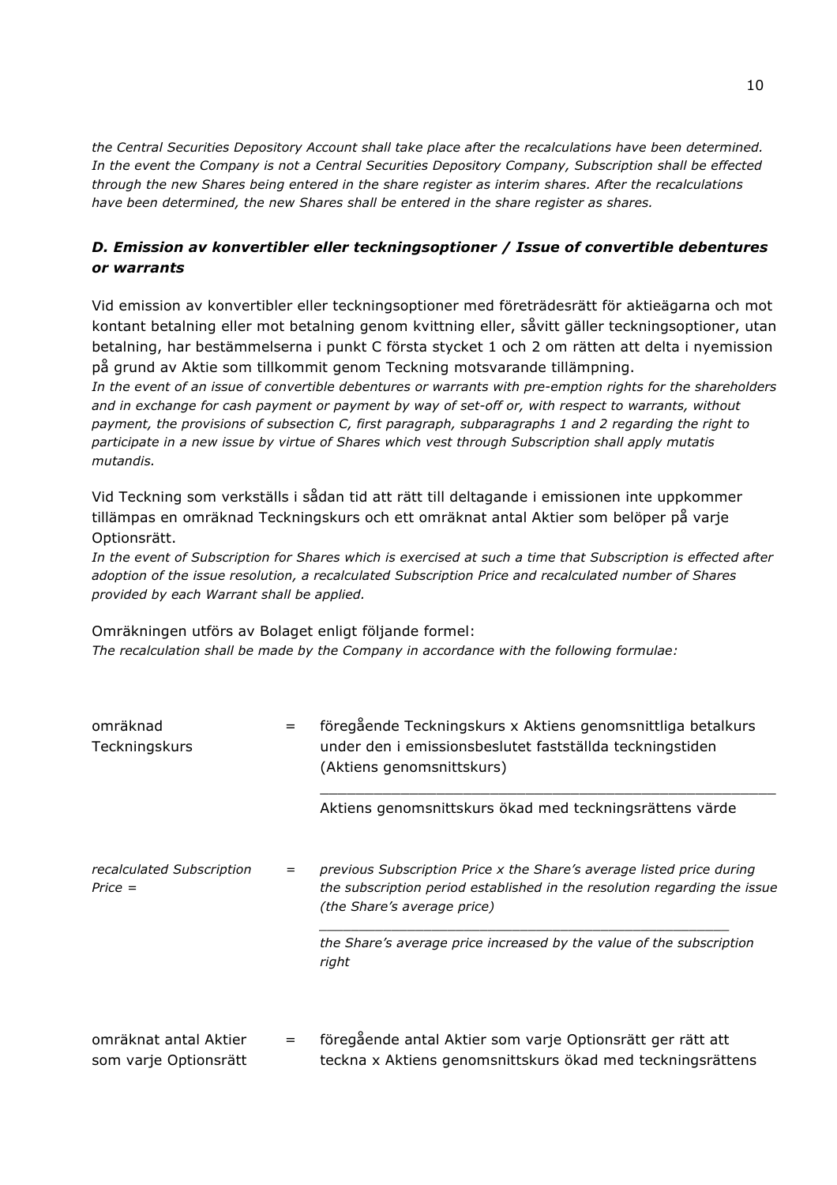*the Central Securities Depository Account shall take place after the recalculations have been determined. In the event the Company is not a Central Securities Depository Company, Subscription shall be effected through the new Shares being entered in the share register as interim shares. After the recalculations have been determined, the new Shares shall be entered in the share register as shares.*

### *D. Emission av konvertibler eller teckningsoptioner / Issue of convertible debentures or warrants*

Vid emission av konvertibler eller teckningsoptioner med företrädesrätt för aktieägarna och mot kontant betalning eller mot betalning genom kvittning eller, såvitt gäller teckningsoptioner, utan betalning, har bestämmelserna i punkt C första stycket 1 och 2 om rätten att delta i nyemission på grund av Aktie som tillkommit genom Teckning motsvarande tillämpning.
*In the event of an issue of convertible debentures or warrants with pre-emption rights for the shareholders and in exchange for cash payment or payment by way of set-off or, with respect to warrants, without payment, the provisions of subsection C, first paragraph, subparagraphs 1 and 2 regarding the right to participate in a new issue by virtue of Shares which vest through Subscription shall apply mutatis mutandis.*

Vid Teckning som verkställs i sådan tid att rätt till deltagande i emissionen inte uppkommer tillämpas en omräknad Teckningskurs och ett omräknat antal Aktier som belöper på varje Optionsrätt.
*In the event of Subscription for Shares which is exercised at such a time that Subscription is effected after adoption of the issue resolution, a recalculated Subscription Price and recalculated number of Shares provided by each Warrant shall be applied.*

Omräkningen utförs av Bolaget enligt följande formel:
*The recalculation shall be made by the Company in accordance with the following formulae:*

omräknad Teckningskurs = föregående Teckningskurs x Aktiens genomsnittliga betalkurs under den i emissionsbeslutet fastställda teckningstiden (Aktiens genomsnittskurs) / Aktiens genomsnittskurs ökad med teckningsrättens värde

*recalculated Subscription Price = previous Subscription Price x the Share's average listed price during the subscription period established in the resolution regarding the issue (the Share's average price) / the Share's average price increased by the value of the subscription right*

omräknat antal Aktier som varje Optionsrätt = föregående antal Aktier som varje Optionsrätt ger rätt att teckna x Aktiens genomsnittskurs ökad med teckningsrättens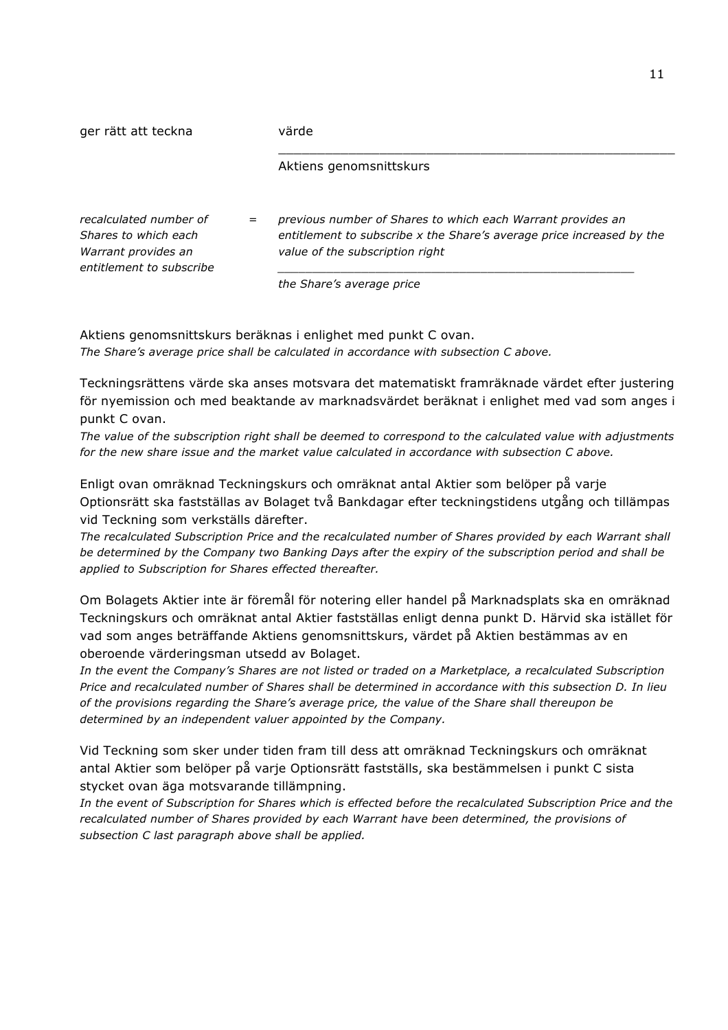ger rätt att teckna          värde

Aktiens genomsnittskurs

*recalculated number of Shares to which each Warrant provides an entitlement to subscribe* = $\dfrac{\textit{previous number of Shares to which each Warrant provides an entitlement to subscribe x the Share's average price increased by the value of the subscription right}}{\textit{the Share's average price}}$

Aktiens genomsnittskurs beräknas i enlighet med punkt C ovan.
*The Share's average price shall be calculated in accordance with subsection C above.*

Teckningsrättens värde ska anses motsvara det matematiskt framräknade värdet efter justering för nyemission och med beaktande av marknadsvärdet beräknat i enlighet med vad som anges i punkt C ovan.
*The value of the subscription right shall be deemed to correspond to the calculated value with adjustments for the new share issue and the market value calculated in accordance with subsection C above.*

Enligt ovan omräknad Teckningskurs och omräknat antal Aktier som belöper på varje Optionsrätt ska fastställas av Bolaget två Bankdagar efter teckningstidens utgång och tillämpas vid Teckning som verkställs därefter.
*The recalculated Subscription Price and the recalculated number of Shares provided by each Warrant shall be determined by the Company two Banking Days after the expiry of the subscription period and shall be applied to Subscription for Shares effected thereafter.*

Om Bolagets Aktier inte är föremål för notering eller handel på Marknadsplats ska en omräknad Teckningskurs och omräknat antal Aktier fastställas enligt denna punkt D. Härvid ska istället för vad som anges beträffande Aktiens genomsnittskurs, värdet på Aktien bestämmas av en oberoende värderingsman utsedd av Bolaget.
*In the event the Company's Shares are not listed or traded on a Marketplace, a recalculated Subscription Price and recalculated number of Shares shall be determined in accordance with this subsection D. In lieu of the provisions regarding the Share's average price, the value of the Share shall thereupon be determined by an independent valuer appointed by the Company.*

Vid Teckning som sker under tiden fram till dess att omräknad Teckningskurs och omräknat antal Aktier som belöper på varje Optionsrätt fastställs, ska bestämmelsen i punkt C sista stycket ovan äga motsvarande tillämpning.
*In the event of Subscription for Shares which is effected before the recalculated Subscription Price and the recalculated number of Shares provided by each Warrant have been determined, the provisions of subsection C last paragraph above shall be applied.*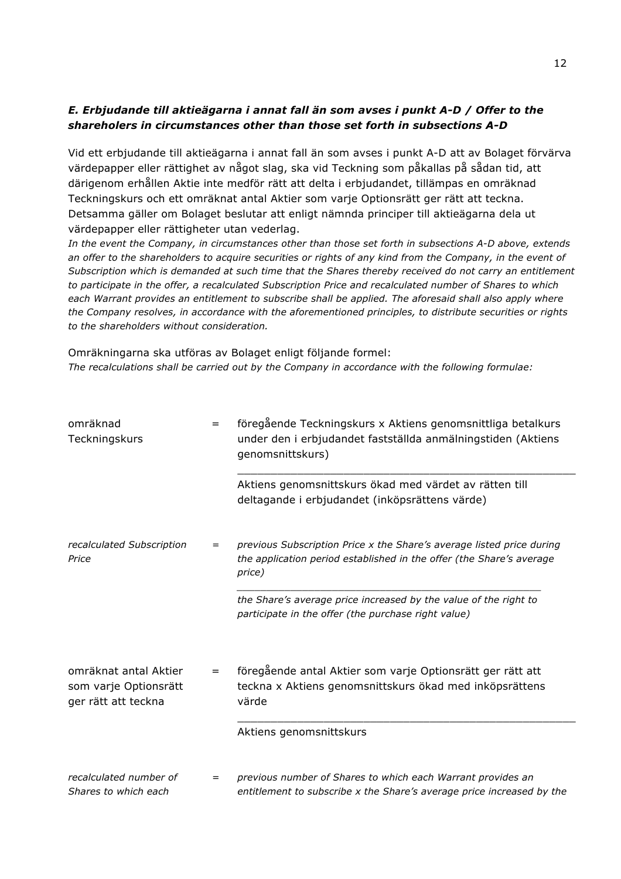### *E. Erbjudande till aktieägarna i annat fall än som avses i punkt A-D / Offer to the shareholers in circumstances other than those set forth in subsections A-D*

Vid ett erbjudande till aktieägarna i annat fall än som avses i punkt A-D att av Bolaget förvärva värdepapper eller rättighet av något slag, ska vid Teckning som påkallas på sådan tid, att därigenom erhållen Aktie inte medför rätt att delta i erbjudandet, tillämpas en omräknad Teckningskurs och ett omräknat antal Aktier som varje Optionsrätt ger rätt att teckna. Detsamma gäller om Bolaget beslutar att enligt nämnda principer till aktieägarna dela ut värdepapper eller rättigheter utan vederlag.

*In the event the Company, in circumstances other than those set forth in subsections A-D above, extends an offer to the shareholders to acquire securities or rights of any kind from the Company, in the event of Subscription which is demanded at such time that the Shares thereby received do not carry an entitlement to participate in the offer, a recalculated Subscription Price and recalculated number of Shares to which each Warrant provides an entitlement to subscribe shall be applied. The aforesaid shall also apply where the Company resolves, in accordance with the aforementioned principles, to distribute securities or rights to the shareholders without consideration.*

Omräkningarna ska utföras av Bolaget enligt följande formel:

*The recalculations shall be carried out by the Company in accordance with the following formulae:*

omräknad Teckningskurs = föregående Teckningskurs x Aktiens genomsnittliga betalkurs under den i erbjudandet fastställda anmälningstiden (Aktiens genomsnittskurs)
\_\_\_\_\_\_\_\_\_\_\_\_\_\_\_\_\_\_\_\_\_\_\_\_\_\_\_\_\_\_\_\_\_\_\_\_\_\_\_\_\_\_\_\_\_\_\_\_\_
Aktiens genomsnittskurs ökad med värdet av rätten till deltagande i erbjudandet (inköpsrättens värde)

*recalculated Subscription Price = previous Subscription Price x the Share's average listed price during the application period established in the offer (the Share's average price)*
\_\_\_\_\_\_\_\_\_\_\_\_\_\_\_\_\_\_\_\_\_\_\_\_\_\_\_\_\_\_\_\_\_\_\_\_\_\_\_\_\_\_\_\_\_\_\_\_\_
*the Share's average price increased by the value of the right to participate in the offer (the purchase right value)*

omräknat antal Aktier som varje Optionsrätt ger rätt att teckna = föregående antal Aktier som varje Optionsrätt ger rätt att teckna x Aktiens genomsnittskurs ökad med inköpsrättens värde
\_\_\_\_\_\_\_\_\_\_\_\_\_\_\_\_\_\_\_\_\_\_\_\_\_\_\_\_\_\_\_\_\_\_\_\_\_\_\_\_\_\_\_\_\_\_\_\_\_
Aktiens genomsnittskurs

*recalculated number of Shares to which each = previous number of Shares to which each Warrant provides an entitlement to subscribe x the Share's average price increased by the*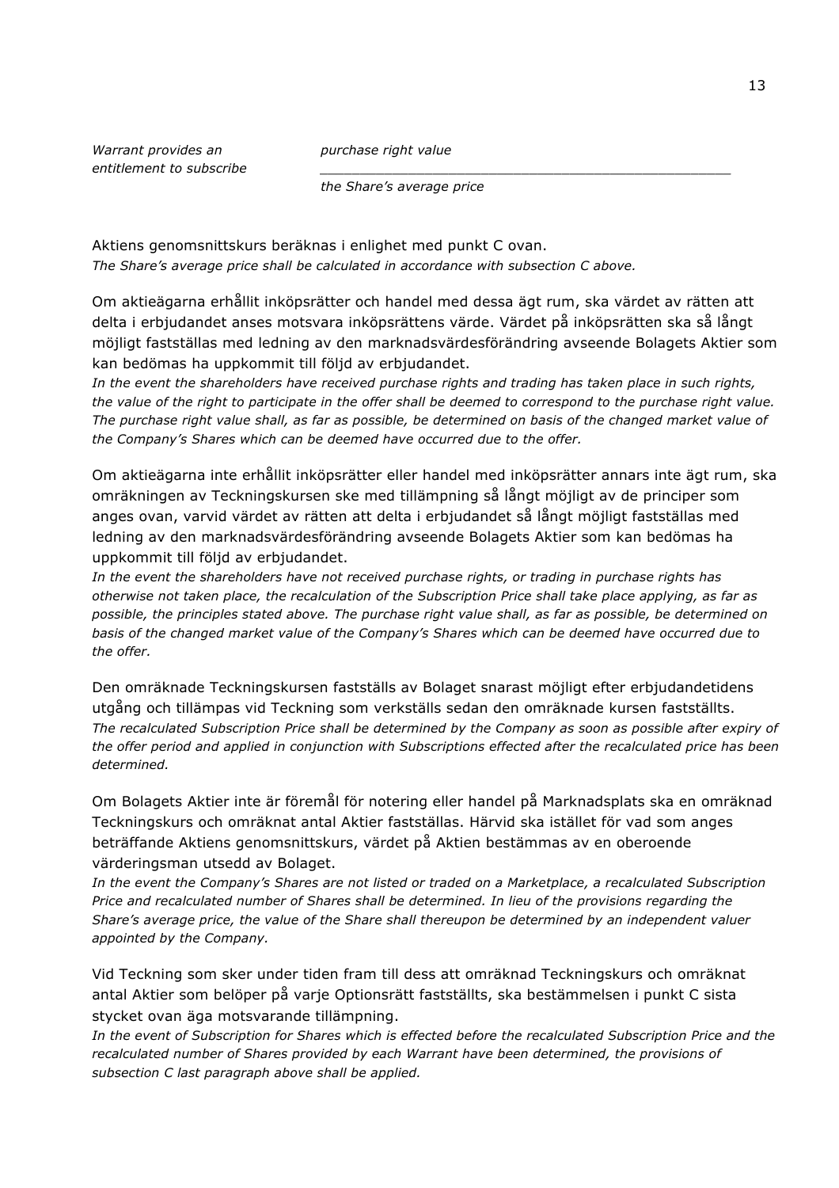*Warrant provides an entitlement to subscribe*

$$\frac{\textit{purchase right value}}{\textit{the Share's average price}}$$

Aktiens genomsnittskurs beräknas i enlighet med punkt C ovan.
*The Share's average price shall be calculated in accordance with subsection C above.*

Om aktieägarna erhållit inköpsrätter och handel med dessa ägt rum, ska värdet av rätten att delta i erbjudandet anses motsvara inköpsrättens värde. Värdet på inköpsrätten ska så långt möjligt fastställas med ledning av den marknadsvärdesförändring avseende Bolagets Aktier som kan bedömas ha uppkommit till följd av erbjudandet.
*In the event the shareholders have received purchase rights and trading has taken place in such rights, the value of the right to participate in the offer shall be deemed to correspond to the purchase right value. The purchase right value shall, as far as possible, be determined on basis of the changed market value of the Company's Shares which can be deemed have occurred due to the offer.*

Om aktieägarna inte erhållit inköpsrätter eller handel med inköpsrätter annars inte ägt rum, ska omräkningen av Teckningskursen ske med tillämpning så långt möjligt av de principer som anges ovan, varvid värdet av rätten att delta i erbjudandet så långt möjligt fastställas med ledning av den marknadsvärdesförändring avseende Bolagets Aktier som kan bedömas ha uppkommit till följd av erbjudandet.
*In the event the shareholders have not received purchase rights, or trading in purchase rights has otherwise not taken place, the recalculation of the Subscription Price shall take place applying, as far as possible, the principles stated above. The purchase right value shall, as far as possible, be determined on basis of the changed market value of the Company's Shares which can be deemed have occurred due to the offer.*

Den omräknade Teckningskursen fastställs av Bolaget snarast möjligt efter erbjudandetidens utgång och tillämpas vid Teckning som verkställs sedan den omräknade kursen fastställts.
*The recalculated Subscription Price shall be determined by the Company as soon as possible after expiry of the offer period and applied in conjunction with Subscriptions effected after the recalculated price has been determined.*

Om Bolagets Aktier inte är föremål för notering eller handel på Marknadsplats ska en omräknad Teckningskurs och omräknat antal Aktier fastställas. Härvid ska istället för vad som anges beträffande Aktiens genomsnittskurs, värdet på Aktien bestämmas av en oberoende värderingsman utsedd av Bolaget.
*In the event the Company's Shares are not listed or traded on a Marketplace, a recalculated Subscription Price and recalculated number of Shares shall be determined. In lieu of the provisions regarding the Share's average price, the value of the Share shall thereupon be determined by an independent valuer appointed by the Company.*

Vid Teckning som sker under tiden fram till dess att omräknad Teckningskurs och omräknat antal Aktier som belöper på varje Optionsrätt fastställts, ska bestämmelsen i punkt C sista stycket ovan äga motsvarande tillämpning.
*In the event of Subscription for Shares which is effected before the recalculated Subscription Price and the recalculated number of Shares provided by each Warrant have been determined, the provisions of subsection C last paragraph above shall be applied.*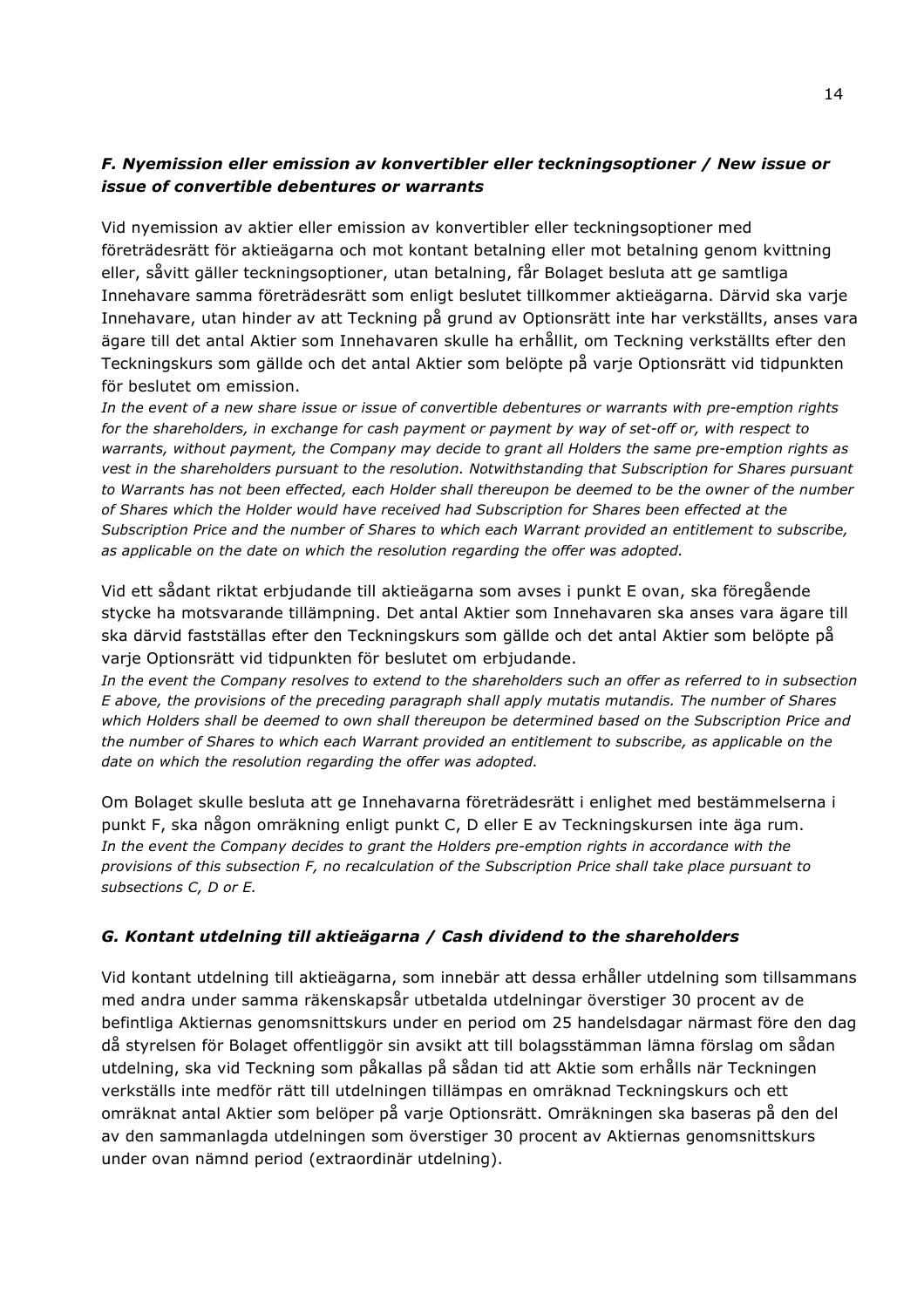### *F. Nyemission eller emission av konvertibler eller teckningsoptioner / New issue or issue of convertible debentures or warrants*

Vid nyemission av aktier eller emission av konvertibler eller teckningsoptioner med företrädesrätt för aktieägarna och mot kontant betalning eller mot betalning genom kvittning eller, såvitt gäller teckningsoptioner, utan betalning, får Bolaget besluta att ge samtliga Innehavare samma företrädesrätt som enligt beslutet tillkommer aktieägarna. Därvid ska varje Innehavare, utan hinder av att Teckning på grund av Optionsrätt inte har verkställts, anses vara ägare till det antal Aktier som Innehavaren skulle ha erhållit, om Teckning verkställts efter den Teckningskurs som gällde och det antal Aktier som belöpte på varje Optionsrätt vid tidpunkten för beslutet om emission.

*In the event of a new share issue or issue of convertible debentures or warrants with pre-emption rights for the shareholders, in exchange for cash payment or payment by way of set-off or, with respect to warrants, without payment, the Company may decide to grant all Holders the same pre-emption rights as vest in the shareholders pursuant to the resolution. Notwithstanding that Subscription for Shares pursuant to Warrants has not been effected, each Holder shall thereupon be deemed to be the owner of the number of Shares which the Holder would have received had Subscription for Shares been effected at the Subscription Price and the number of Shares to which each Warrant provided an entitlement to subscribe, as applicable on the date on which the resolution regarding the offer was adopted.*

Vid ett sådant riktat erbjudande till aktieägarna som avses i punkt E ovan, ska föregående stycke ha motsvarande tillämpning. Det antal Aktier som Innehavaren ska anses vara ägare till ska därvid fastställas efter den Teckningskurs som gällde och det antal Aktier som belöpte på varje Optionsrätt vid tidpunkten för beslutet om erbjudande.

*In the event the Company resolves to extend to the shareholders such an offer as referred to in subsection E above, the provisions of the preceding paragraph shall apply mutatis mutandis. The number of Shares which Holders shall be deemed to own shall thereupon be determined based on the Subscription Price and the number of Shares to which each Warrant provided an entitlement to subscribe, as applicable on the date on which the resolution regarding the offer was adopted.*

Om Bolaget skulle besluta att ge Innehavarna företrädesrätt i enlighet med bestämmelserna i punkt F, ska någon omräkning enligt punkt C, D eller E av Teckningskursen inte äga rum.

*In the event the Company decides to grant the Holders pre-emption rights in accordance with the provisions of this subsection F, no recalculation of the Subscription Price shall take place pursuant to subsections C, D or E.*

### *G. Kontant utdelning till aktieägarna / Cash dividend to the shareholders*

Vid kontant utdelning till aktieägarna, som innebär att dessa erhåller utdelning som tillsammans med andra under samma räkenskapsår utbetalda utdelningar överstiger 30 procent av de befintliga Aktiernas genomsnittskurs under en period om 25 handelsdagar närmast före den dag då styrelsen för Bolaget offentliggör sin avsikt att till bolagsstämman lämna förslag om sådan utdelning, ska vid Teckning som påkallas på sådan tid att Aktie som erhålls när Teckningen verkställs inte medför rätt till utdelningen tillämpas en omräknad Teckningskurs och ett omräknat antal Aktier som belöper på varje Optionsrätt. Omräkningen ska baseras på den del av den sammanlagda utdelningen som överstiger 30 procent av Aktiernas genomsnittskurs under ovan nämnd period (extraordinär utdelning).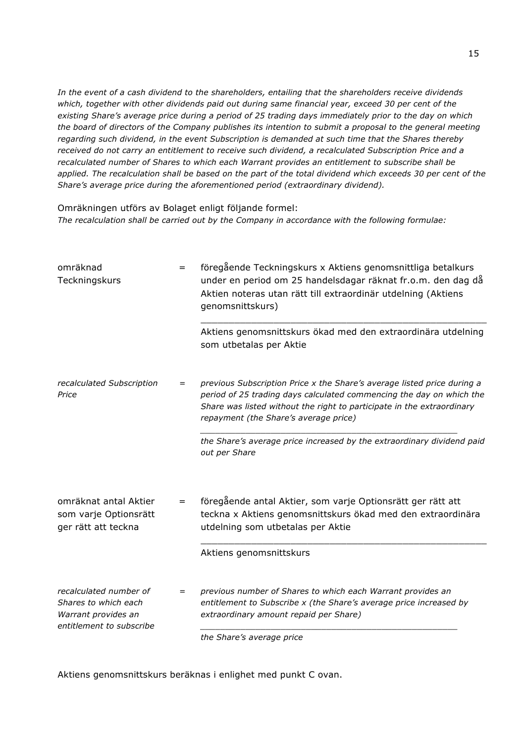*In the event of a cash dividend to the shareholders, entailing that the shareholders receive dividends which, together with other dividends paid out during same financial year, exceed 30 per cent of the existing Share's average price during a period of 25 trading days immediately prior to the day on which the board of directors of the Company publishes its intention to submit a proposal to the general meeting regarding such dividend, in the event Subscription is demanded at such time that the Shares thereby received do not carry an entitlement to receive such dividend, a recalculated Subscription Price and a recalculated number of Shares to which each Warrant provides an entitlement to subscribe shall be applied. The recalculation shall be based on the part of the total dividend which exceeds 30 per cent of the Share's average price during the aforementioned period (extraordinary dividend).*

Omräkningen utförs av Bolaget enligt följande formel:
*The recalculation shall be carried out by the Company in accordance with the following formulae:*

| | | |
|---|---|---|
| omräknad Teckningskurs | = | föregående Teckningskurs x Aktiens genomsnittliga betalkurs under en period om 25 handelsdagar räknat fr.o.m. den dag då Aktien noteras utan rätt till extraordinär utdelning (Aktiens genomsnittskurs) |
| | | ――――――――――――――――――――― |
| | | Aktiens genomsnittskurs ökad med den extraordinära utdelning som utbetalas per Aktie |
| *recalculated Subscription Price* | = | *previous Subscription Price x the Share's average listed price during a period of 25 trading days calculated commencing the day on which the Share was listed without the right to participate in the extraordinary repayment (the Share's average price)* |
| | | ――――――――――――――――――――― |
| | | *the Share's average price increased by the extraordinary dividend paid out per Share* |
| omräknat antal Aktier som varje Optionsrätt ger rätt att teckna | = | föregående antal Aktier, som varje Optionsrätt ger rätt att teckna x Aktiens genomsnittskurs ökad med den extraordinära utdelning som utbetalas per Aktie |
| | | ――――――――――――――――――――― |
| | | Aktiens genomsnittskurs |
| *recalculated number of Shares to which each Warrant provides an entitlement to subscribe* | = | *previous number of Shares to which each Warrant provides an entitlement to Subscribe x (the Share's average price increased by extraordinary amount repaid per Share)* |
| | | ――――――――――――――――――――― |
| | | *the Share's average price* |

Aktiens genomsnittskurs beräknas i enlighet med punkt C ovan.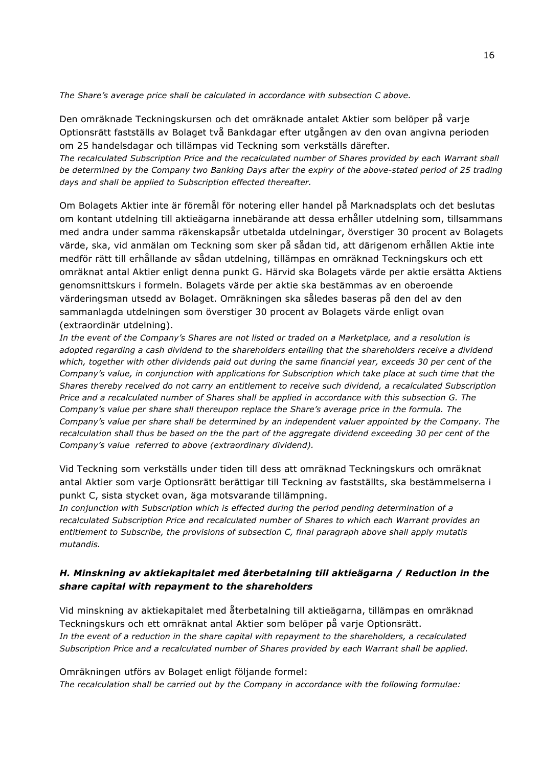*The Share's average price shall be calculated in accordance with subsection C above.*

Den omräknade Teckningskursen och det omräknade antalet Aktier som belöper på varje Optionsrätt fastställs av Bolaget två Bankdagar efter utgången av den ovan angivna perioden om 25 handelsdagar och tillämpas vid Teckning som verkställs därefter.
*The recalculated Subscription Price and the recalculated number of Shares provided by each Warrant shall be determined by the Company two Banking Days after the expiry of the above-stated period of 25 trading days and shall be applied to Subscription effected thereafter.*

Om Bolagets Aktier inte är föremål för notering eller handel på Marknadsplats och det beslutas om kontant utdelning till aktieägarna innebärande att dessa erhåller utdelning som, tillsammans med andra under samma räkenskapsår utbetalda utdelningar, överstiger 30 procent av Bolagets värde, ska, vid anmälan om Teckning som sker på sådan tid, att därigenom erhållen Aktie inte medför rätt till erhållande av sådan utdelning, tillämpas en omräknad Teckningskurs och ett omräknat antal Aktier enligt denna punkt G. Härvid ska Bolagets värde per aktie ersätta Aktiens genomsnittskurs i formeln. Bolagets värde per aktie ska bestämmas av en oberoende värderingsman utsedd av Bolaget. Omräkningen ska således baseras på den del av den sammanlagda utdelningen som överstiger 30 procent av Bolagets värde enligt ovan (extraordinär utdelning).
*In the event of the Company's Shares are not listed or traded on a Marketplace, and a resolution is adopted regarding a cash dividend to the shareholders entailing that the shareholders receive a dividend which, together with other dividends paid out during the same financial year, exceeds 30 per cent of the Company's value, in conjunction with applications for Subscription which take place at such time that the Shares thereby received do not carry an entitlement to receive such dividend, a recalculated Subscription Price and a recalculated number of Shares shall be applied in accordance with this subsection G. The Company's value per share shall thereupon replace the Share's average price in the formula. The Company's value per share shall be determined by an independent valuer appointed by the Company. The recalculation shall thus be based on the the part of the aggregate dividend exceeding 30 per cent of the Company's value referred to above (extraordinary dividend).*

Vid Teckning som verkställs under tiden till dess att omräknad Teckningskurs och omräknat antal Aktier som varje Optionsrätt berättigar till Teckning av fastställts, ska bestämmelserna i punkt C, sista stycket ovan, äga motsvarande tillämpning.
*In conjunction with Subscription which is effected during the period pending determination of a recalculated Subscription Price and recalculated number of Shares to which each Warrant provides an entitlement to Subscribe, the provisions of subsection C, final paragraph above shall apply mutatis mutandis.*

### *H. Minskning av aktiekapitalet med återbetalning till aktieägarna / Reduction in the share capital with repayment to the shareholders*

Vid minskning av aktiekapitalet med återbetalning till aktieägarna, tillämpas en omräknad Teckningskurs och ett omräknat antal Aktier som belöper på varje Optionsrätt.
*In the event of a reduction in the share capital with repayment to the shareholders, a recalculated Subscription Price and a recalculated number of Shares provided by each Warrant shall be applied.*

Omräkningen utförs av Bolaget enligt följande formel:
*The recalculation shall be carried out by the Company in accordance with the following formulae:*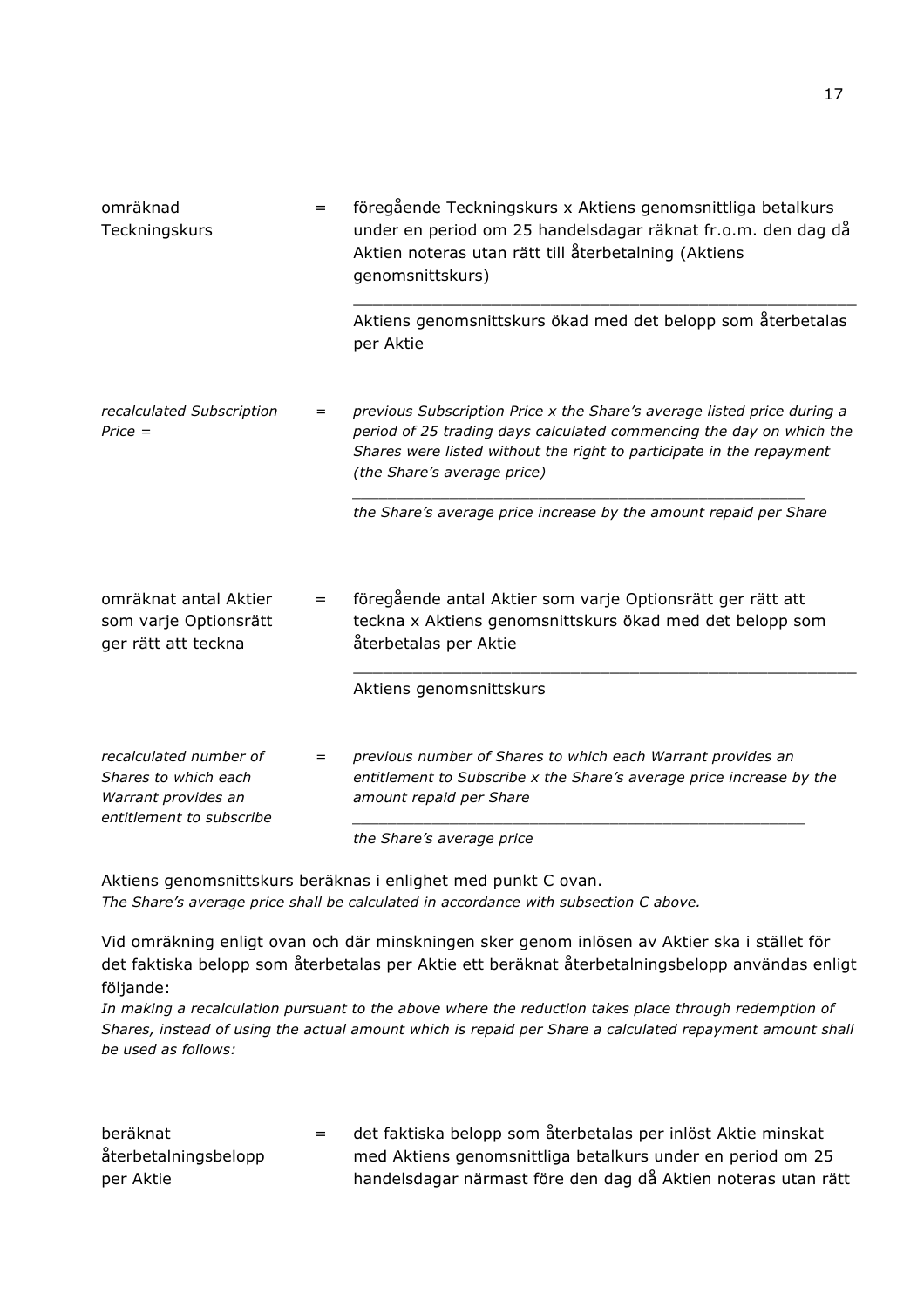omräknad Teckningskurs = föregående Teckningskurs x Aktiens genomsnittliga betalkurs under en period om 25 handelsdagar räknat fr.o.m. den dag då Aktien noteras utan rätt till återbetalning (Aktiens genomsnittskurs)

______________________________________________

Aktiens genomsnittskurs ökad med det belopp som återbetalas per Aktie

*recalculated Subscription Price = = previous Subscription Price x the Share's average listed price during a period of 25 trading days calculated commencing the day on which the Shares were listed without the right to participate in the repayment (the Share's average price)*

______________________________________________

*the Share's average price increase by the amount repaid per Share*

omräknat antal Aktier som varje Optionsrätt ger rätt att teckna = föregående antal Aktier som varje Optionsrätt ger rätt att teckna x Aktiens genomsnittskurs ökad med det belopp som återbetalas per Aktie

______________________________________________

Aktiens genomsnittskurs

*recalculated number of Shares to which each Warrant provides an entitlement to subscribe = previous number of Shares to which each Warrant provides an entitlement to Subscribe x the Share's average price increase by the amount repaid per Share*

______________________________________________

*the Share's average price*

Aktiens genomsnittskurs beräknas i enlighet med punkt C ovan.
*The Share's average price shall be calculated in accordance with subsection C above.*

Vid omräkning enligt ovan och där minskningen sker genom inlösen av Aktier ska i stället för det faktiska belopp som återbetalas per Aktie ett beräknat återbetalningsbelopp användas enligt följande:
*In making a recalculation pursuant to the above where the reduction takes place through redemption of Shares, instead of using the actual amount which is repaid per Share a calculated repayment amount shall be used as follows:*

beräknat återbetalningsbelopp per Aktie = det faktiska belopp som återbetalas per inlöst Aktie minskat med Aktiens genomsnittliga betalkurs under en period om 25 handelsdagar närmast före den dag då Aktien noteras utan rätt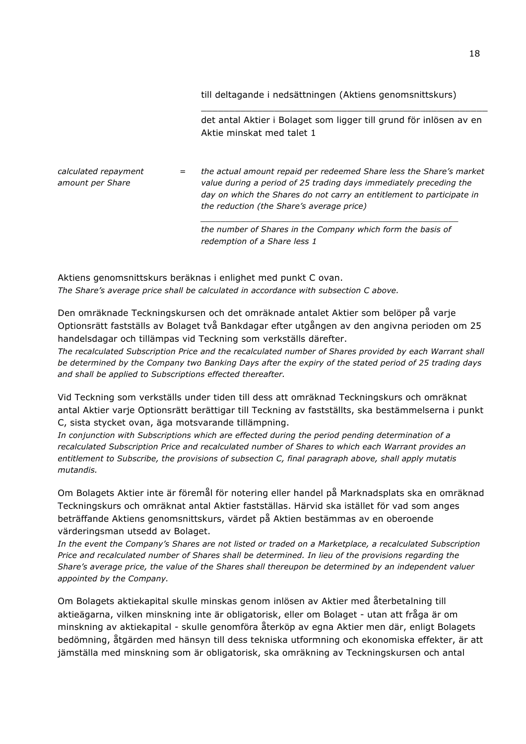till deltagande i nedsättningen (Aktiens genomsnittskurs)

\_\_\_\_\_\_\_\_\_\_\_\_\_\_\_\_\_\_\_\_\_\_\_\_\_\_\_\_\_\_\_\_\_\_\_\_\_\_\_\_\_\_\_\_\_\_\_\_\_\_

det antal Aktier i Bolaget som ligger till grund för inlösen av en Aktie minskat med talet 1

*calculated repayment amount per Share* = *the actual amount repaid per redeemed Share less the Share's market value during a period of 25 trading days immediately preceding the day on which the Shares do not carry an entitlement to participate in the reduction (the Share's average price)*

\_\_\_\_\_\_\_\_\_\_\_\_\_\_\_\_\_\_\_\_\_\_\_\_\_\_\_\_\_\_\_\_\_\_\_\_\_\_\_\_\_\_\_\_\_\_\_\_\_\_

*the number of Shares in the Company which form the basis of redemption of a Share less 1*

Aktiens genomsnittskurs beräknas i enlighet med punkt C ovan.
*The Share's average price shall be calculated in accordance with subsection C above.*

Den omräknade Teckningskursen och det omräknade antalet Aktier som belöper på varje Optionsrätt fastställs av Bolaget två Bankdagar efter utgången av den angivna perioden om 25 handelsdagar och tillämpas vid Teckning som verkställs därefter.
*The recalculated Subscription Price and the recalculated number of Shares provided by each Warrant shall be determined by the Company two Banking Days after the expiry of the stated period of 25 trading days and shall be applied to Subscriptions effected thereafter.*

Vid Teckning som verkställs under tiden till dess att omräknad Teckningskurs och omräknat antal Aktier varje Optionsrätt berättigar till Teckning av fastställts, ska bestämmelserna i punkt C, sista stycket ovan, äga motsvarande tillämpning.
*In conjunction with Subscriptions which are effected during the period pending determination of a recalculated Subscription Price and recalculated number of Shares to which each Warrant provides an entitlement to Subscribe, the provisions of subsection C, final paragraph above, shall apply mutatis mutandis.*

Om Bolagets Aktier inte är föremål för notering eller handel på Marknadsplats ska en omräknad Teckningskurs och omräknat antal Aktier fastställas. Härvid ska istället för vad som anges beträffande Aktiens genomsnittskurs, värdet på Aktien bestämmas av en oberoende värderingsman utsedd av Bolaget.
*In the event the Company's Shares are not listed or traded on a Marketplace, a recalculated Subscription Price and recalculated number of Shares shall be determined. In lieu of the provisions regarding the Share's average price, the value of the Shares shall thereupon be determined by an independent valuer appointed by the Company.*

Om Bolagets aktiekapital skulle minskas genom inlösen av Aktier med återbetalning till aktieägarna, vilken minskning inte är obligatorisk, eller om Bolaget - utan att fråga är om minskning av aktiekapital - skulle genomföra återköp av egna Aktier men där, enligt Bolagets bedömning, åtgärden med hänsyn till dess tekniska utformning och ekonomiska effekter, är att jämställa med minskning som är obligatorisk, ska omräkning av Teckningskursen och antal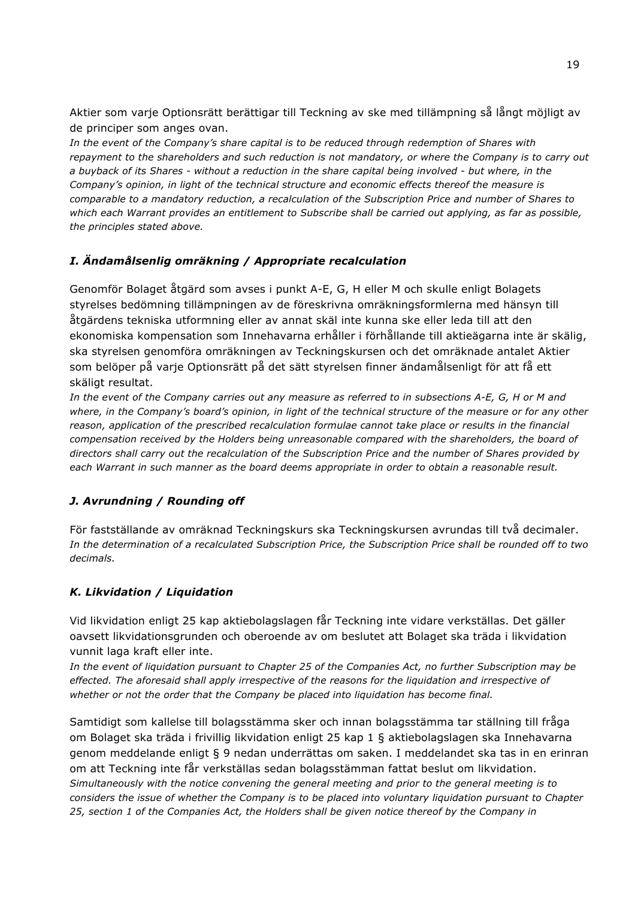Aktier som varje Optionsrätt berättigar till Teckning av ske med tillämpning så långt möjligt av de principer som anges ovan.
*In the event of the Company's share capital is to be reduced through redemption of Shares with repayment to the shareholders and such reduction is not mandatory, or where the Company is to carry out a buyback of its Shares - without a reduction in the share capital being involved - but where, in the Company's opinion, in light of the technical structure and economic effects thereof the measure is comparable to a mandatory reduction, a recalculation of the Subscription Price and number of Shares to which each Warrant provides an entitlement to Subscribe shall be carried out applying, as far as possible, the principles stated above.*

### *I. Ändamålsenlig omräkning / Appropriate recalculation*

Genomför Bolaget åtgärd som avses i punkt A-E, G, H eller M och skulle enligt Bolagets styrelses bedömning tillämpningen av de föreskrivna omräkningsformlerna med hänsyn till åtgärdens tekniska utformning eller av annat skäl inte kunna ske eller leda till att den ekonomiska kompensation som Innehavarna erhåller i förhållande till aktieägarna inte är skälig, ska styrelsen genomföra omräkningen av Teckningskursen och det omräknade antalet Aktier som belöper på varje Optionsrätt på det sätt styrelsen finner ändamålsenligt för att få ett skäligt resultat.
*In the event of the Company carries out any measure as referred to in subsections A-E, G, H or M and where, in the Company's board's opinion, in light of the technical structure of the measure or for any other reason, application of the prescribed recalculation formulae cannot take place or results in the financial compensation received by the Holders being unreasonable compared with the shareholders, the board of directors shall carry out the recalculation of the Subscription Price and the number of Shares provided by each Warrant in such manner as the board deems appropriate in order to obtain a reasonable result.*

### *J. Avrundning / Rounding off*

För fastställande av omräknad Teckningskurs ska Teckningskursen avrundas till två decimaler.
*In the determination of a recalculated Subscription Price, the Subscription Price shall be rounded off to two decimals.*

### *K. Likvidation / Liquidation*

Vid likvidation enligt 25 kap aktiebolagslagen får Teckning inte vidare verkställas. Det gäller oavsett likvidationsgrunden och oberoende av om beslutet att Bolaget ska träda i likvidation vunnit laga kraft eller inte.
*In the event of liquidation pursuant to Chapter 25 of the Companies Act, no further Subscription may be effected. The aforesaid shall apply irrespective of the reasons for the liquidation and irrespective of whether or not the order that the Company be placed into liquidation has become final.*

Samtidigt som kallelse till bolagsstämma sker och innan bolagsstämma tar ställning till fråga om Bolaget ska träda i frivillig likvidation enligt 25 kap 1 § aktiebolagslagen ska Innehavarna genom meddelande enligt § 9 nedan underrättas om saken. I meddelandet ska tas in en erinran om att Teckning inte får verkställas sedan bolagsstämman fattat beslut om likvidation.
*Simultaneously with the notice convening the general meeting and prior to the general meeting is to considers the issue of whether the Company is to be placed into voluntary liquidation pursuant to Chapter 25, section 1 of the Companies Act, the Holders shall be given notice thereof by the Company in*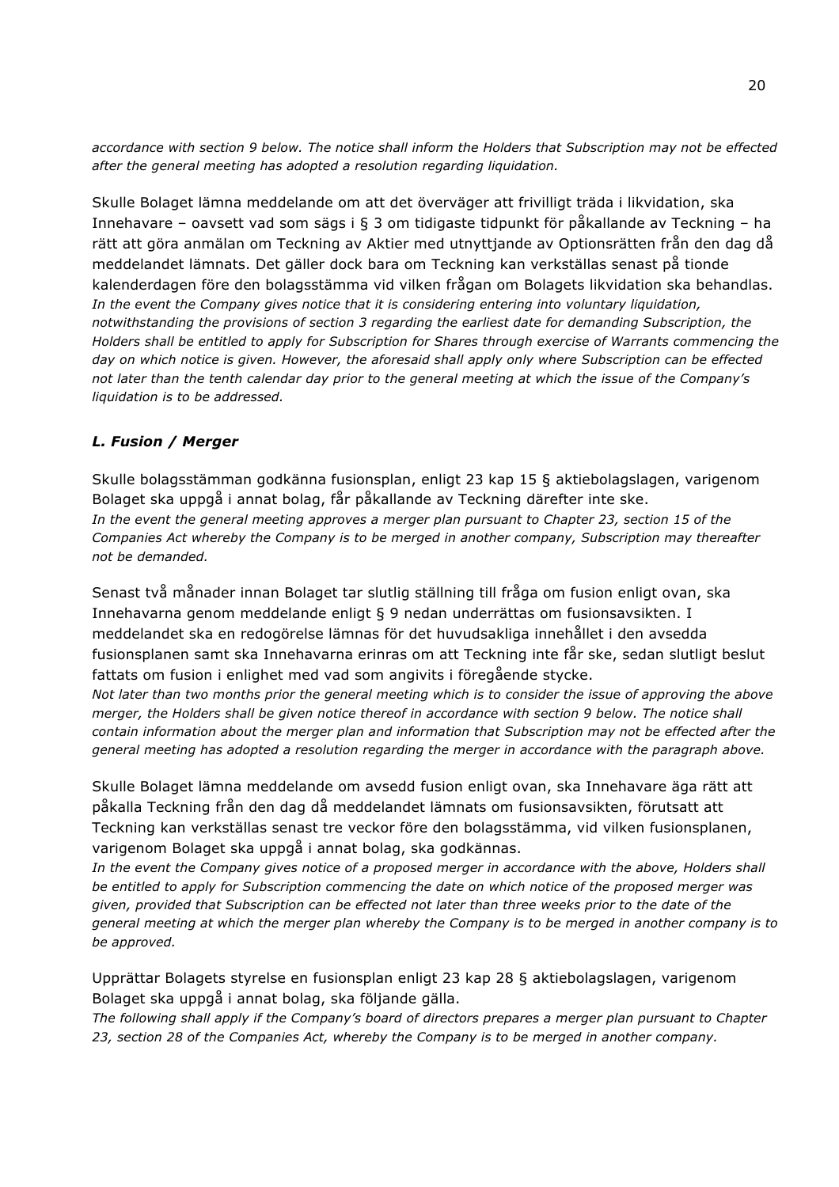*accordance with section 9 below. The notice shall inform the Holders that Subscription may not be effected after the general meeting has adopted a resolution regarding liquidation.*

Skulle Bolaget lämna meddelande om att det överväger att frivilligt träda i likvidation, ska Innehavare – oavsett vad som sägs i § 3 om tidigaste tidpunkt för påkallande av Teckning – ha rätt att göra anmälan om Teckning av Aktier med utnyttjande av Optionsrätten från den dag då meddelandet lämnats. Det gäller dock bara om Teckning kan verkställas senast på tionde kalenderdagen före den bolagsstämma vid vilken frågan om Bolagets likvidation ska behandlas.
*In the event the Company gives notice that it is considering entering into voluntary liquidation, notwithstanding the provisions of section 3 regarding the earliest date for demanding Subscription, the Holders shall be entitled to apply for Subscription for Shares through exercise of Warrants commencing the day on which notice is given. However, the aforesaid shall apply only where Subscription can be effected not later than the tenth calendar day prior to the general meeting at which the issue of the Company's liquidation is to be addressed.*

### *L. Fusion / Merger*

Skulle bolagsstämman godkänna fusionsplan, enligt 23 kap 15 § aktiebolagslagen, varigenom Bolaget ska uppgå i annat bolag, får påkallande av Teckning därefter inte ske.
*In the event the general meeting approves a merger plan pursuant to Chapter 23, section 15 of the Companies Act whereby the Company is to be merged in another company, Subscription may thereafter not be demanded.*

Senast två månader innan Bolaget tar slutlig ställning till fråga om fusion enligt ovan, ska Innehavarna genom meddelande enligt § 9 nedan underrättas om fusionsavsikten. I meddelandet ska en redogörelse lämnas för det huvudsakliga innehållet i den avsedda fusionsplanen samt ska Innehavarna erinras om att Teckning inte får ske, sedan slutligt beslut fattats om fusion i enlighet med vad som angivits i föregående stycke.
*Not later than two months prior the general meeting which is to consider the issue of approving the above merger, the Holders shall be given notice thereof in accordance with section 9 below. The notice shall contain information about the merger plan and information that Subscription may not be effected after the general meeting has adopted a resolution regarding the merger in accordance with the paragraph above.*

Skulle Bolaget lämna meddelande om avsedd fusion enligt ovan, ska Innehavare äga rätt att påkalla Teckning från den dag då meddelandet lämnats om fusionsavsikten, förutsatt att Teckning kan verkställas senast tre veckor före den bolagsstämma, vid vilken fusionsplanen, varigenom Bolaget ska uppgå i annat bolag, ska godkännas.
*In the event the Company gives notice of a proposed merger in accordance with the above, Holders shall be entitled to apply for Subscription commencing the date on which notice of the proposed merger was given, provided that Subscription can be effected not later than three weeks prior to the date of the general meeting at which the merger plan whereby the Company is to be merged in another company is to be approved.*

Upprättar Bolagets styrelse en fusionsplan enligt 23 kap 28 § aktiebolagslagen, varigenom Bolaget ska uppgå i annat bolag, ska följande gälla.
*The following shall apply if the Company's board of directors prepares a merger plan pursuant to Chapter 23, section 28 of the Companies Act, whereby the Company is to be merged in another company.*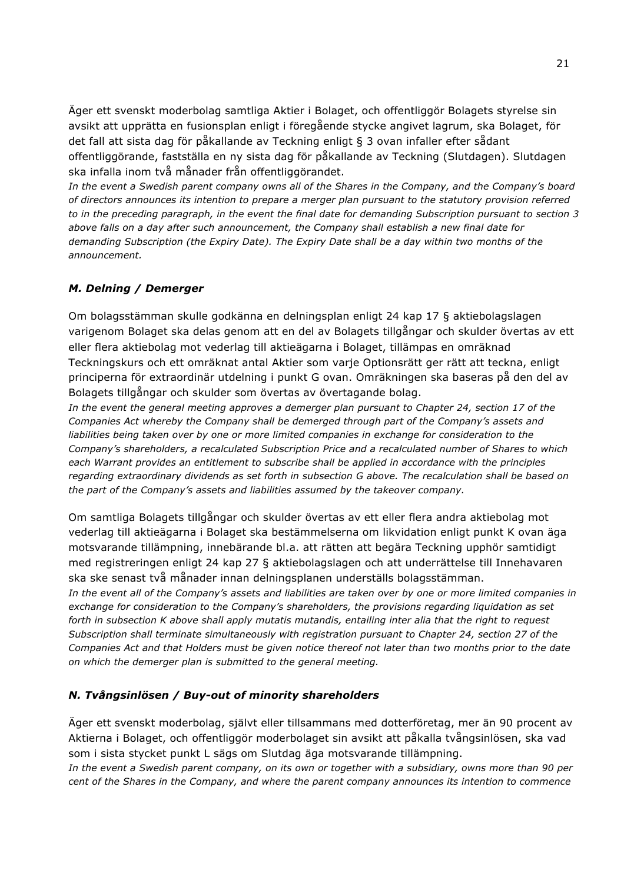Äger ett svenskt moderbolag samtliga Aktier i Bolaget, och offentliggör Bolagets styrelse sin avsikt att upprätta en fusionsplan enligt i föregående stycke angivet lagrum, ska Bolaget, för det fall att sista dag för påkallande av Teckning enligt § 3 ovan infaller efter sådant offentliggörande, fastställa en ny sista dag för påkallande av Teckning (Slutdagen). Slutdagen ska infalla inom två månader från offentliggörandet.
*In the event a Swedish parent company owns all of the Shares in the Company, and the Company's board of directors announces its intention to prepare a merger plan pursuant to the statutory provision referred to in the preceding paragraph, in the event the final date for demanding Subscription pursuant to section 3 above falls on a day after such announcement, the Company shall establish a new final date for demanding Subscription (the Expiry Date). The Expiry Date shall be a day within two months of the announcement.*

### *M. Delning / Demerger*

Om bolagsstämman skulle godkänna en delningsplan enligt 24 kap 17 § aktiebolagslagen varigenom Bolaget ska delas genom att en del av Bolagets tillgångar och skulder övertas av ett eller flera aktiebolag mot vederlag till aktieägarna i Bolaget, tillämpas en omräknad Teckningskurs och ett omräknat antal Aktier som varje Optionsrätt ger rätt att teckna, enligt principerna för extraordinär utdelning i punkt G ovan. Omräkningen ska baseras på den del av Bolagets tillgångar och skulder som övertas av övertagande bolag.
*In the event the general meeting approves a demerger plan pursuant to Chapter 24, section 17 of the Companies Act whereby the Company shall be demerged through part of the Company's assets and liabilities being taken over by one or more limited companies in exchange for consideration to the Company's shareholders, a recalculated Subscription Price and a recalculated number of Shares to which each Warrant provides an entitlement to subscribe shall be applied in accordance with the principles regarding extraordinary dividends as set forth in subsection G above. The recalculation shall be based on the part of the Company's assets and liabilities assumed by the takeover company.*

Om samtliga Bolagets tillgångar och skulder övertas av ett eller flera andra aktiebolag mot vederlag till aktieägarna i Bolaget ska bestämmelserna om likvidation enligt punkt K ovan äga motsvarande tillämpning, innebärande bl.a. att rätten att begära Teckning upphör samtidigt med registreringen enligt 24 kap 27 § aktiebolagslagen och att underrättelse till Innehavaren ska ske senast två månader innan delningsplanen underställs bolagsstämman.
*In the event all of the Company's assets and liabilities are taken over by one or more limited companies in exchange for consideration to the Company's shareholders, the provisions regarding liquidation as set forth in subsection K above shall apply mutatis mutandis, entailing inter alia that the right to request Subscription shall terminate simultaneously with registration pursuant to Chapter 24, section 27 of the Companies Act and that Holders must be given notice thereof not later than two months prior to the date on which the demerger plan is submitted to the general meeting.*

### *N. Tvångsinlösen / Buy-out of minority shareholders*

Äger ett svenskt moderbolag, självt eller tillsammans med dotterföretag, mer än 90 procent av Aktierna i Bolaget, och offentliggör moderbolaget sin avsikt att påkalla tvångsinlösen, ska vad som i sista stycket punkt L sägs om Slutdag äga motsvarande tillämpning.
*In the event a Swedish parent company, on its own or together with a subsidiary, owns more than 90 per cent of the Shares in the Company, and where the parent company announces its intention to commence*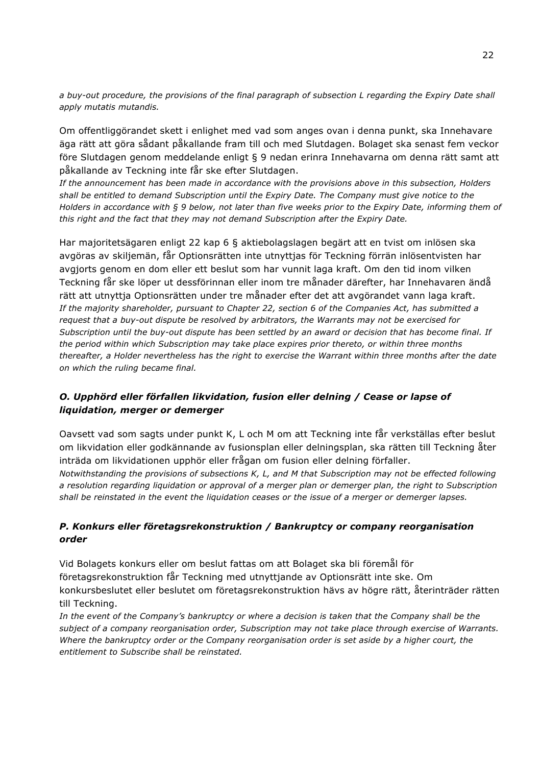*a buy-out procedure, the provisions of the final paragraph of subsection L regarding the Expiry Date shall apply mutatis mutandis.*

Om offentliggörandet skett i enlighet med vad som anges ovan i denna punkt, ska Innehavare äga rätt att göra sådant påkallande fram till och med Slutdagen. Bolaget ska senast fem veckor före Slutdagen genom meddelande enligt § 9 nedan erinra Innehavarna om denna rätt samt att påkallande av Teckning inte får ske efter Slutdagen.
*If the announcement has been made in accordance with the provisions above in this subsection, Holders shall be entitled to demand Subscription until the Expiry Date. The Company must give notice to the Holders in accordance with § 9 below, not later than five weeks prior to the Expiry Date, informing them of this right and the fact that they may not demand Subscription after the Expiry Date.*

Har majoritetsägaren enligt 22 kap 6 § aktiebolagslagen begärt att en tvist om inlösen ska avgöras av skiljemän, får Optionsrätten inte utnyttjas för Teckning förrän inlösentvisten har avgjorts genom en dom eller ett beslut som har vunnit laga kraft. Om den tid inom vilken Teckning får ske löper ut dessförinnan eller inom tre månader därefter, har Innehavaren ändå rätt att utnyttja Optionsrätten under tre månader efter det att avgörandet vann laga kraft.
*If the majority shareholder, pursuant to Chapter 22, section 6 of the Companies Act, has submitted a request that a buy-out dispute be resolved by arbitrators, the Warrants may not be exercised for Subscription until the buy-out dispute has been settled by an award or decision that has become final. If the period within which Subscription may take place expires prior thereto, or within three months thereafter, a Holder nevertheless has the right to exercise the Warrant within three months after the date on which the ruling became final.*

### *O. Upphörd eller förfallen likvidation, fusion eller delning / Cease or lapse of liquidation, merger or demerger*

Oavsett vad som sagts under punkt K, L och M om att Teckning inte får verkställas efter beslut om likvidation eller godkännande av fusionsplan eller delningsplan, ska rätten till Teckning åter inträda om likvidationen upphör eller frågan om fusion eller delning förfaller.
*Notwithstanding the provisions of subsections K, L, and M that Subscription may not be effected following a resolution regarding liquidation or approval of a merger plan or demerger plan, the right to Subscription shall be reinstated in the event the liquidation ceases or the issue of a merger or demerger lapses.*

### *P. Konkurs eller företagsrekonstruktion / Bankruptcy or company reorganisation order*

Vid Bolagets konkurs eller om beslut fattas om att Bolaget ska bli föremål för företagsrekonstruktion får Teckning med utnyttjande av Optionsrätt inte ske. Om konkursbeslutet eller beslutet om företagsrekonstruktion hävs av högre rätt, återinträder rätten till Teckning.
*In the event of the Company's bankruptcy or where a decision is taken that the Company shall be the subject of a company reorganisation order, Subscription may not take place through exercise of Warrants. Where the bankruptcy order or the Company reorganisation order is set aside by a higher court, the entitlement to Subscribe shall be reinstated.*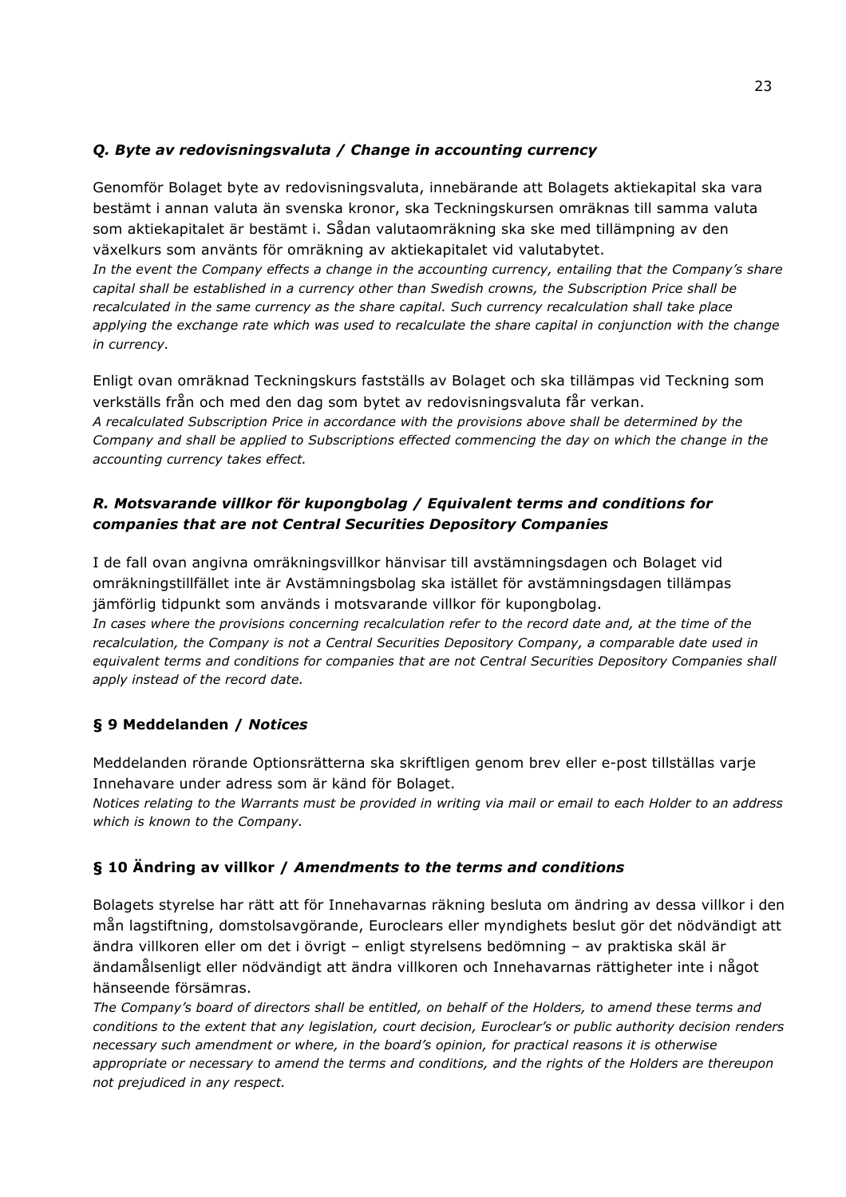### *Q. Byte av redovisningsvaluta / Change in accounting currency*

Genomför Bolaget byte av redovisningsvaluta, innebärande att Bolagets aktiekapital ska vara bestämt i annan valuta än svenska kronor, ska Teckningskursen omräknas till samma valuta som aktiekapitalet är bestämt i. Sådan valutaomräkning ska ske med tillämpning av den växelkurs som använts för omräkning av aktiekapitalet vid valutabytet.
*In the event the Company effects a change in the accounting currency, entailing that the Company's share capital shall be established in a currency other than Swedish crowns, the Subscription Price shall be recalculated in the same currency as the share capital. Such currency recalculation shall take place applying the exchange rate which was used to recalculate the share capital in conjunction with the change in currency.*

Enligt ovan omräknad Teckningskurs fastställs av Bolaget och ska tillämpas vid Teckning som verkställs från och med den dag som bytet av redovisningsvaluta får verkan.
*A recalculated Subscription Price in accordance with the provisions above shall be determined by the Company and shall be applied to Subscriptions effected commencing the day on which the change in the accounting currency takes effect.*

### *R. Motsvarande villkor för kupongbolag / Equivalent terms and conditions for companies that are not Central Securities Depository Companies*

I de fall ovan angivna omräkningsvillkor hänvisar till avstämningsdagen och Bolaget vid omräkningstillfället inte är Avstämningsbolag ska istället för avstämningsdagen tillämpas jämförlig tidpunkt som används i motsvarande villkor för kupongbolag.
*In cases where the provisions concerning recalculation refer to the record date and, at the time of the recalculation, the Company is not a Central Securities Depository Company, a comparable date used in equivalent terms and conditions for companies that are not Central Securities Depository Companies shall apply instead of the record date.*

## § 9 Meddelanden / *Notices*

Meddelanden rörande Optionsrätterna ska skriftligen genom brev eller e-post tillställas varje Innehavare under adress som är känd för Bolaget.
*Notices relating to the Warrants must be provided in writing via mail or email to each Holder to an address which is known to the Company.*

## § 10 Ändring av villkor / *Amendments to the terms and conditions*

Bolagets styrelse har rätt att för Innehavarnas räkning besluta om ändring av dessa villkor i den mån lagstiftning, domstolsavgörande, Euroclears eller myndighets beslut gör det nödvändigt att ändra villkoren eller om det i övrigt – enligt styrelsens bedömning – av praktiska skäl är ändamålsenligt eller nödvändigt att ändra villkoren och Innehavarnas rättigheter inte i något hänseende försämras.
*The Company's board of directors shall be entitled, on behalf of the Holders, to amend these terms and conditions to the extent that any legislation, court decision, Euroclear's or public authority decision renders necessary such amendment or where, in the board's opinion, for practical reasons it is otherwise appropriate or necessary to amend the terms and conditions, and the rights of the Holders are thereupon not prejudiced in any respect.*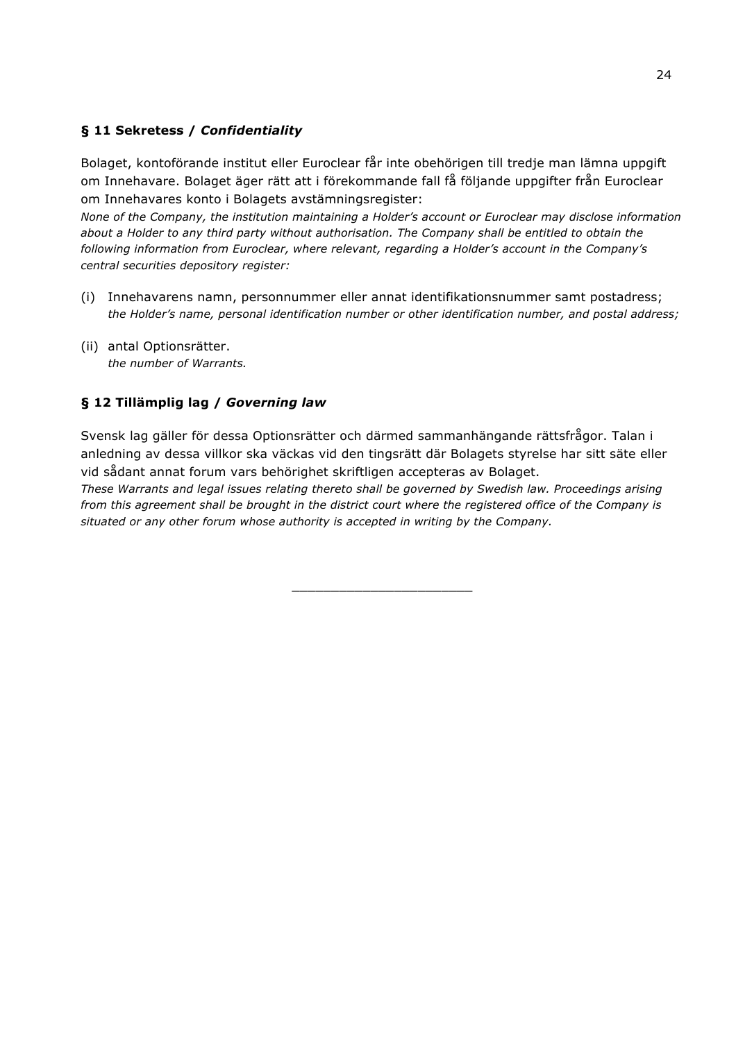### § 11 Sekretess / *Confidentiality*

Bolaget, kontoförande institut eller Euroclear får inte obehörigen till tredje man lämna uppgift om Innehavare. Bolaget äger rätt att i förekommande fall få följande uppgifter från Euroclear om Innehavares konto i Bolagets avstämningsregister:
*None of the Company, the institution maintaining a Holder's account or Euroclear may disclose information about a Holder to any third party without authorisation. The Company shall be entitled to obtain the following information from Euroclear, where relevant, regarding a Holder's account in the Company's central securities depository register:*

(i) Innehavarens namn, personnummer eller annat identifikationsnummer samt postadress;
*the Holder's name, personal identification number or other identification number, and postal address;*

(ii) antal Optionsrätter.
*the number of Warrants.*

### § 12 Tillämplig lag / *Governing law*

Svensk lag gäller för dessa Optionsrätter och därmed sammanhängande rättsfrågor. Talan i anledning av dessa villkor ska väckas vid den tingsrätt där Bolagets styrelse har sitt säte eller vid sådant annat forum vars behörighet skriftligen accepteras av Bolaget.
*These Warrants and legal issues relating thereto shall be governed by Swedish law. Proceedings arising from this agreement shall be brought in the district court where the registered office of the Company is situated or any other forum whose authority is accepted in writing by the Company.*

\_\_\_\_\_\_\_\_\_\_\_\_\_\_\_\_\_\_\_\_\_\_\_